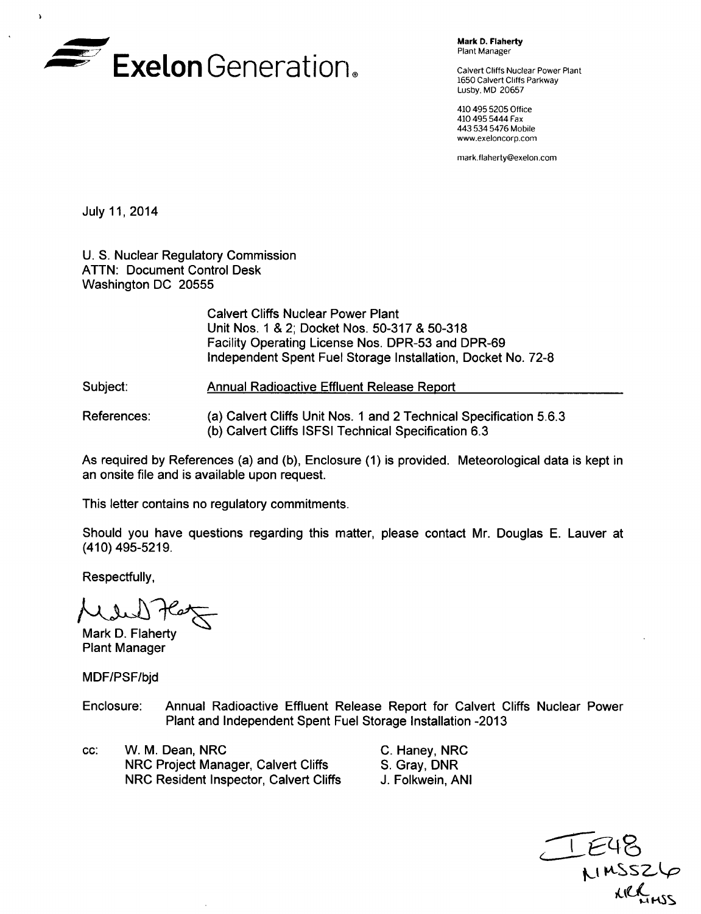**Exelon Generation.**

**Mark D. Flaherty**
Plant Manager

Calvert Cliffs Nuclear Power Plant
1650 Calvert Cliffs Parkway
Lusby, MD 20657

410 495 5205 Office
410 495 5444 Fax
443 534 5476 Mobile
www.exeloncorp.com

mark.flaherty@exelon.com

July 11, 2014

U. S. Nuclear Regulatory Commission
ATTN: Document Control Desk
Washington DC 20555

Calvert Cliffs Nuclear Power Plant
Unit Nos. 1 & 2; Docket Nos. 50-317 & 50-318
Facility Operating License Nos. DPR-53 and DPR-69
Independent Spent Fuel Storage Installation, Docket No. 72-8

Subject: Annual Radioactive Effluent Release Report

References: (a) Calvert Cliffs Unit Nos. 1 and 2 Technical Specification 5.6.3
(b) Calvert Cliffs ISFSI Technical Specification 6.3

As required by References (a) and (b), Enclosure (1) is provided. Meteorological data is kept in an onsite file and is available upon request.

This letter contains no regulatory commitments.

Should you have questions regarding this matter, please contact Mr. Douglas E. Lauver at (410) 495-5219.

Respectfully,

Mark D. Flaherty
Plant Manager

MDF/PSF/bjd

Enclosure: Annual Radioactive Effluent Release Report for Calvert Cliffs Nuclear Power Plant and Independent Spent Fuel Storage Installation -2013

cc: W. M. Dean, NRC
NRC Project Manager, Calvert Cliffs
NRC Resident Inspector, Calvert Cliffs
C. Haney, NRC
S. Gray, DNR
J. Folkwein, ANI

IE48
NMSS26
NRC NMSS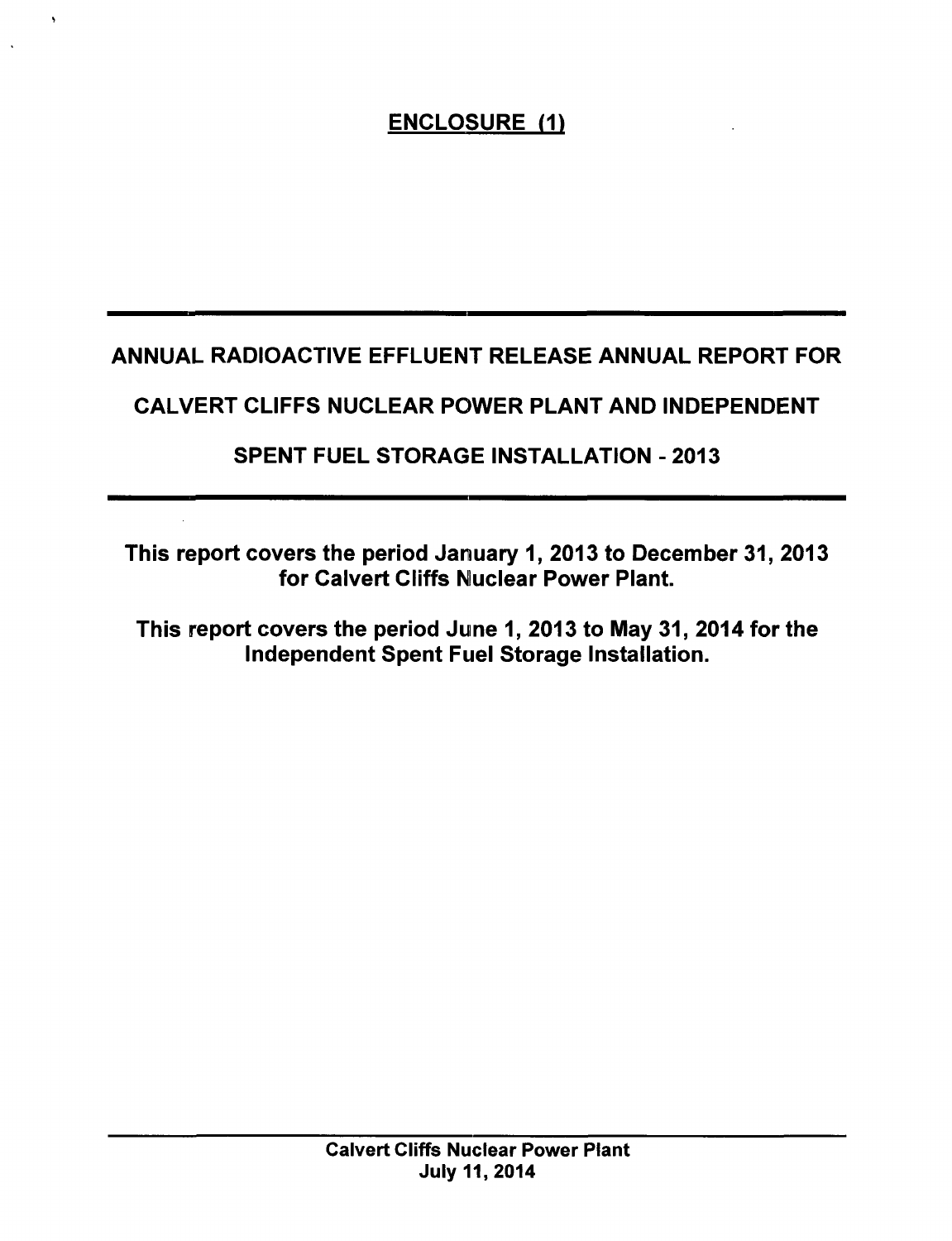**ENCLOSURE (1)**

# ANNUAL RADIOACTIVE EFFLUENT RELEASE ANNUAL REPORT FOR CALVERT CLIFFS NUCLEAR POWER PLANT AND INDEPENDENT SPENT FUEL STORAGE INSTALLATION - 2013

**This report covers the period January 1, 2013 to December 31, 2013 for Calvert Cliffs Nuclear Power Plant.**

**This report covers the period June 1, 2013 to May 31, 2014 for the Independent Spent Fuel Storage Installation.**

**Calvert Cliffs Nuclear Power Plant**
**July 11, 2014**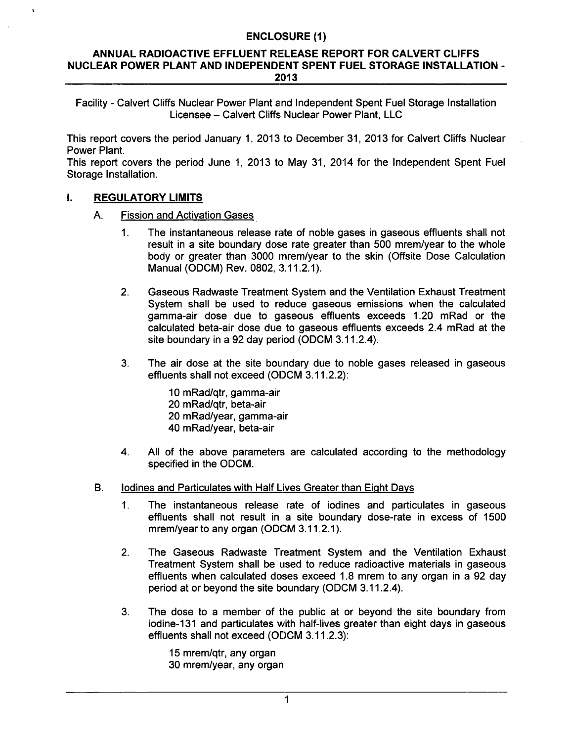# ENCLOSURE (1)

## ANNUAL RADIOACTIVE EFFLUENT RELEASE REPORT FOR CALVERT CLIFFS NUCLEAR POWER PLANT AND INDEPENDENT SPENT FUEL STORAGE INSTALLATION - 2013

Facility - Calvert Cliffs Nuclear Power Plant and Independent Spent Fuel Storage Installation
Licensee – Calvert Cliffs Nuclear Power Plant, LLC

This report covers the period January 1, 2013 to December 31, 2013 for Calvert Cliffs Nuclear Power Plant.
This report covers the period June 1, 2013 to May 31, 2014 for the Independent Spent Fuel Storage Installation.

## I. REGULATORY LIMITS

### A. Fission and Activation Gases

1. The instantaneous release rate of noble gases in gaseous effluents shall not result in a site boundary dose rate greater than 500 mrem/year to the whole body or greater than 3000 mrem/year to the skin (Offsite Dose Calculation Manual (ODCM) Rev. 0802, 3.11.2.1).

2. Gaseous Radwaste Treatment System and the Ventilation Exhaust Treatment System shall be used to reduce gaseous emissions when the calculated gamma-air dose due to gaseous effluents exceeds 1.20 mRad or the calculated beta-air dose due to gaseous effluents exceeds 2.4 mRad at the site boundary in a 92 day period (ODCM 3.11.2.4).

3. The air dose at the site boundary due to noble gases released in gaseous effluents shall not exceed (ODCM 3.11.2.2):

   10 mRad/qtr, gamma-air
   20 mRad/qtr, beta-air
   20 mRad/year, gamma-air
   40 mRad/year, beta-air

4. All of the above parameters are calculated according to the methodology specified in the ODCM.

### B. Iodines and Particulates with Half Lives Greater than Eight Days

1. The instantaneous release rate of iodines and particulates in gaseous effluents shall not result in a site boundary dose-rate in excess of 1500 mrem/year to any organ (ODCM 3.11.2.1).

2. The Gaseous Radwaste Treatment System and the Ventilation Exhaust Treatment System shall be used to reduce radioactive materials in gaseous effluents when calculated doses exceed 1.8 mrem to any organ in a 92 day period at or beyond the site boundary (ODCM 3.11.2.4).

3. The dose to a member of the public at or beyond the site boundary from iodine-131 and particulates with half-lives greater than eight days in gaseous effluents shall not exceed (ODCM 3.11.2.3):

   15 mrem/qtr, any organ
   30 mrem/year, any organ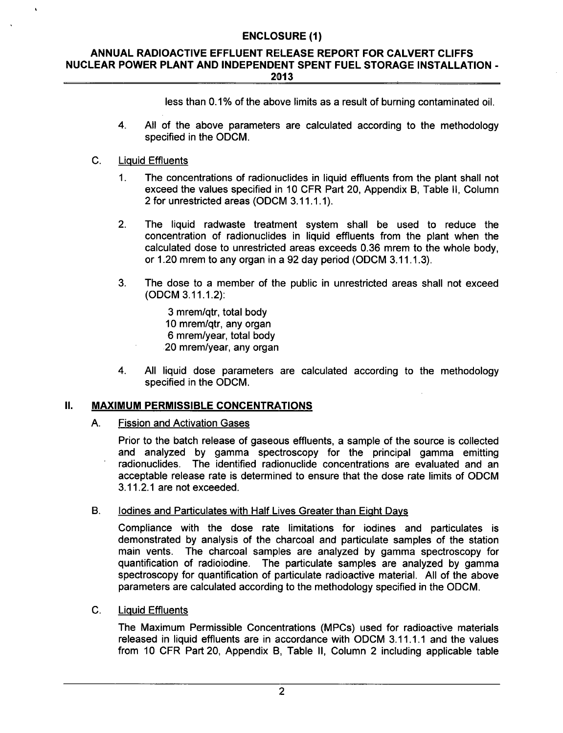less than 0.1% of the above limits as a result of burning contaminated oil.

4. All of the above parameters are calculated according to the methodology specified in the ODCM.

C. Liquid Effluents

1. The concentrations of radionuclides in liquid effluents from the plant shall not exceed the values specified in 10 CFR Part 20, Appendix B, Table II, Column 2 for unrestricted areas (ODCM 3.11.1.1).

2. The liquid radwaste treatment system shall be used to reduce the concentration of radionuclides in liquid effluents from the plant when the calculated dose to unrestricted areas exceeds 0.36 mrem to the whole body, or 1.20 mrem to any organ in a 92 day period (ODCM 3.11.1.3).

3. The dose to a member of the public in unrestricted areas shall not exceed (ODCM 3.11.1.2):

   3 mrem/qtr, total body
   10 mrem/qtr, any organ
   6 mrem/year, total body
   20 mrem/year, any organ

4. All liquid dose parameters are calculated according to the methodology specified in the ODCM.

## II. MAXIMUM PERMISSIBLE CONCENTRATIONS

### A. Fission and Activation Gases

Prior to the batch release of gaseous effluents, a sample of the source is collected and analyzed by gamma spectroscopy for the principal gamma emitting radionuclides. The identified radionuclide concentrations are evaluated and an acceptable release rate is determined to ensure that the dose rate limits of ODCM 3.11.2.1 are not exceeded.

### B. Iodines and Particulates with Half Lives Greater than Eight Days

Compliance with the dose rate limitations for iodines and particulates is demonstrated by analysis of the charcoal and particulate samples of the station main vents. The charcoal samples are analyzed by gamma spectroscopy for quantification of radioiodine. The particulate samples are analyzed by gamma spectroscopy for quantification of particulate radioactive material. All of the above parameters are calculated according to the methodology specified in the ODCM.

### C. Liquid Effluents

The Maximum Permissible Concentrations (MPCs) used for radioactive materials released in liquid effluents are in accordance with ODCM 3.11.1.1 and the values from 10 CFR Part 20, Appendix B, Table II, Column 2 including applicable table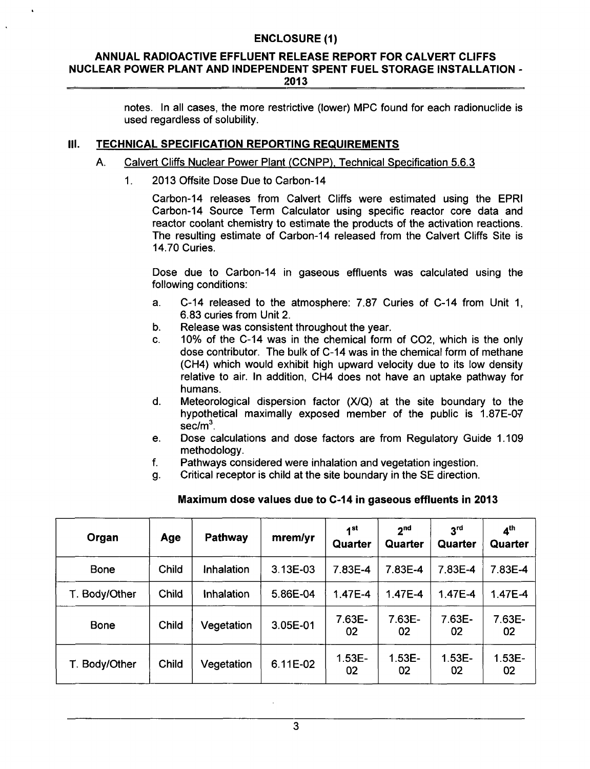notes. In all cases, the more restrictive (lower) MPC found for each radionuclide is used regardless of solubility.

## III. TECHNICAL SPECIFICATION REPORTING REQUIREMENTS

### A. Calvert Cliffs Nuclear Power Plant (CCNPP), Technical Specification 5.6.3

1. 2013 Offsite Dose Due to Carbon-14

Carbon-14 releases from Calvert Cliffs were estimated using the EPRI Carbon-14 Source Term Calculator using specific reactor core data and reactor coolant chemistry to estimate the products of the activation reactions. The resulting estimate of Carbon-14 released from the Calvert Cliffs Site is 14.70 Curies.

Dose due to Carbon-14 in gaseous effluents was calculated using the following conditions:

a. C-14 released to the atmosphere: 7.87 Curies of C-14 from Unit 1, 6.83 curies from Unit 2.
b. Release was consistent throughout the year.
c. 10% of the C-14 was in the chemical form of $CO_2$, which is the only dose contributor. The bulk of C-14 was in the chemical form of methane ($CH_4$) which would exhibit high upward velocity due to its low density relative to air. In addition, $CH_4$ does not have an uptake pathway for humans.
d. Meteorological dispersion factor (X/Q) at the site boundary to the hypothetical maximally exposed member of the public is 1.87E-07 sec/m$^3$.
e. Dose calculations and dose factors are from Regulatory Guide 1.109 methodology.
f. Pathways considered were inhalation and vegetation ingestion.
g. Critical receptor is child at the site boundary in the SE direction.

**Maximum dose values due to C-14 in gaseous effluents in 2013**

| Organ | Age | Pathway | mrem/yr | 1st Quarter | 2nd Quarter | 3rd Quarter | 4th Quarter |
|---|---|---|---|---|---|---|---|
| Bone | Child | Inhalation | 3.13E-03 | 7.83E-4 | 7.83E-4 | 7.83E-4 | 7.83E-4 |
| T. Body/Other | Child | Inhalation | 5.86E-04 | 1.47E-4 | 1.47E-4 | 1.47E-4 | 1.47E-4 |
| Bone | Child | Vegetation | 3.05E-01 | 7.63E-02 | 7.63E-02 | 7.63E-02 | 7.63E-02 |
| T. Body/Other | Child | Vegetation | 6.11E-02 | 1.53E-02 | 1.53E-02 | 1.53E-02 | 1.53E-02 |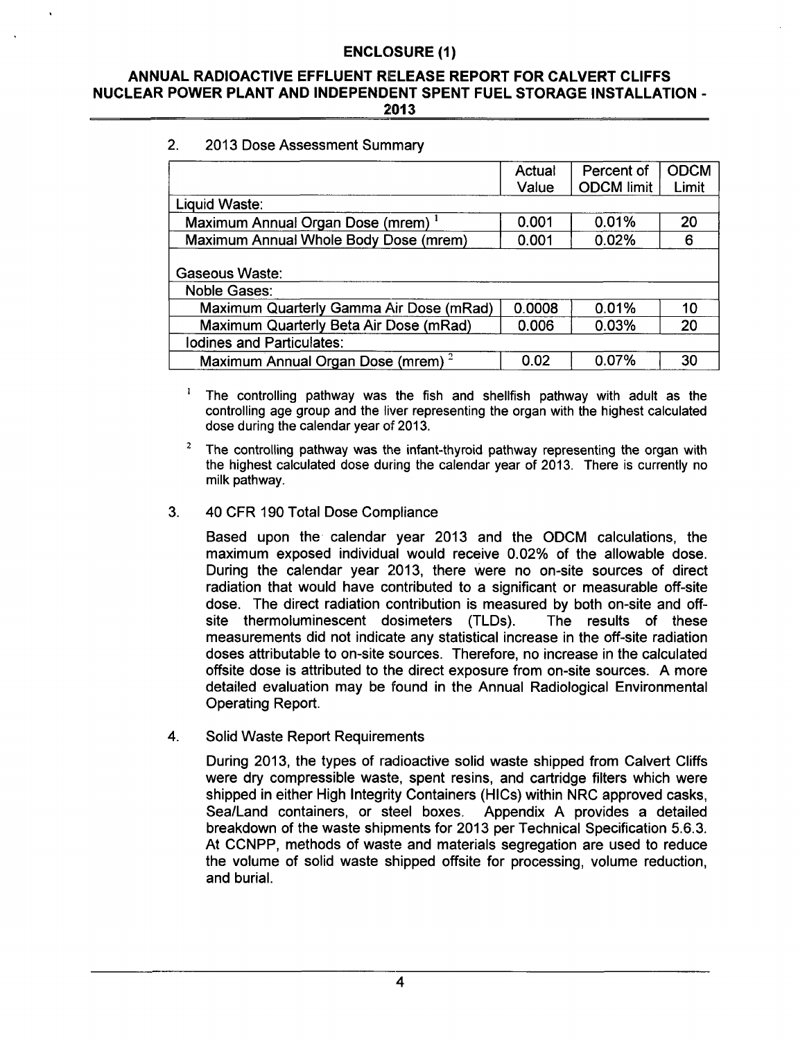## ENCLOSURE (1)

## ANNUAL RADIOACTIVE EFFLUENT RELEASE REPORT FOR CALVERT CLIFFS NUCLEAR POWER PLANT AND INDEPENDENT SPENT FUEL STORAGE INSTALLATION - 2013

2. 2013 Dose Assessment Summary

| | Actual Value | Percent of ODCM limit | ODCM Limit |
|---|---|---|---|
| Liquid Waste: | | | |
| Maximum Annual Organ Dose (mrem) [1] | 0.001 | 0.01% | 20 |
| Maximum Annual Whole Body Dose (mrem) | 0.001 | 0.02% | 6 |
| Gaseous Waste: | | | |
| Noble Gases: | | | |
| Maximum Quarterly Gamma Air Dose (mRad) | 0.0008 | 0.01% | 10 |
| Maximum Quarterly Beta Air Dose (mRad) | 0.006 | 0.03% | 20 |
| Iodines and Particulates: | | | |
| Maximum Annual Organ Dose (mrem) [2] | 0.02 | 0.07% | 30 |

[1] The controlling pathway was the fish and shellfish pathway with adult as the controlling age group and the liver representing the organ with the highest calculated dose during the calendar year of 2013.

[2] The controlling pathway was the infant-thyroid pathway representing the organ with the highest calculated dose during the calendar year of 2013. There is currently no milk pathway.

3. 40 CFR 190 Total Dose Compliance

Based upon the calendar year 2013 and the ODCM calculations, the maximum exposed individual would receive 0.02% of the allowable dose. During the calendar year 2013, there were no on-site sources of direct radiation that would have contributed to a significant or measurable off-site dose. The direct radiation contribution is measured by both on-site and off-site thermoluminescent dosimeters (TLDs). The results of these measurements did not indicate any statistical increase in the off-site radiation doses attributable to on-site sources. Therefore, no increase in the calculated offsite dose is attributed to the direct exposure from on-site sources. A more detailed evaluation may be found in the Annual Radiological Environmental Operating Report.

4. Solid Waste Report Requirements

During 2013, the types of radioactive solid waste shipped from Calvert Cliffs were dry compressible waste, spent resins, and cartridge filters which were shipped in either High Integrity Containers (HICs) within NRC approved casks, Sea/Land containers, or steel boxes. Appendix A provides a detailed breakdown of the waste shipments for 2013 per Technical Specification 5.6.3. At CCNPP, methods of waste and materials segregation are used to reduce the volume of solid waste shipped offsite for processing, volume reduction, and burial.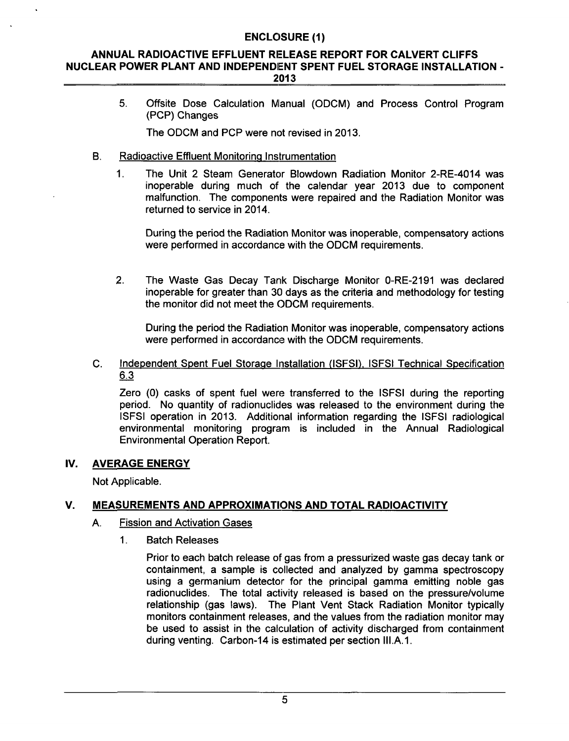5. Offsite Dose Calculation Manual (ODCM) and Process Control Program (PCP) Changes

   The ODCM and PCP were not revised in 2013.

B. Radioactive Effluent Monitoring Instrumentation

   1. The Unit 2 Steam Generator Blowdown Radiation Monitor 2-RE-4014 was inoperable during much of the calendar year 2013 due to component malfunction. The components were repaired and the Radiation Monitor was returned to service in 2014.

      During the period the Radiation Monitor was inoperable, compensatory actions were performed in accordance with the ODCM requirements.

   2. The Waste Gas Decay Tank Discharge Monitor 0-RE-2191 was declared inoperable for greater than 30 days as the criteria and methodology for testing the monitor did not meet the ODCM requirements.

      During the period the Radiation Monitor was inoperable, compensatory actions were performed in accordance with the ODCM requirements.

C. Independent Spent Fuel Storage Installation (ISFSI), ISFSI Technical Specification 6.3

   Zero (0) casks of spent fuel were transferred to the ISFSI during the reporting period. No quantity of radionuclides was released to the environment during the ISFSI operation in 2013. Additional information regarding the ISFSI radiological environmental monitoring program is included in the Annual Radiological Environmental Operation Report.

## IV. AVERAGE ENERGY

Not Applicable.

## V. MEASUREMENTS AND APPROXIMATIONS AND TOTAL RADIOACTIVITY

A. Fission and Activation Gases

   1. Batch Releases

      Prior to each batch release of gas from a pressurized waste gas decay tank or containment, a sample is collected and analyzed by gamma spectroscopy using a germanium detector for the principal gamma emitting noble gas radionuclides. The total activity released is based on the pressure/volume relationship (gas laws). The Plant Vent Stack Radiation Monitor typically monitors containment releases, and the values from the radiation monitor may be used to assist in the calculation of activity discharged from containment during venting. Carbon-14 is estimated per section III.A.1.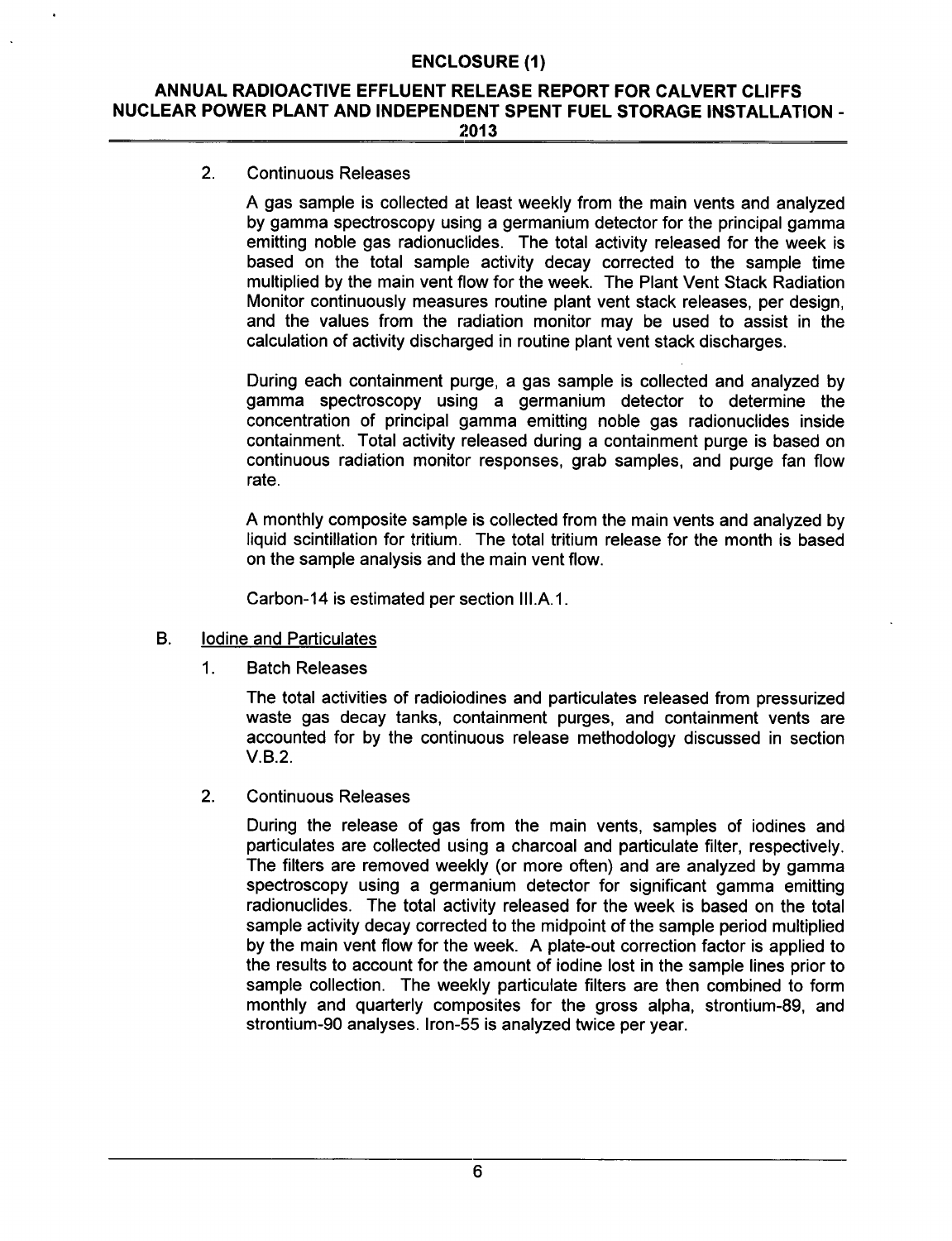2. Continuous Releases

A gas sample is collected at least weekly from the main vents and analyzed by gamma spectroscopy using a germanium detector for the principal gamma emitting noble gas radionuclides. The total activity released for the week is based on the total sample activity decay corrected to the sample time multiplied by the main vent flow for the week. The Plant Vent Stack Radiation Monitor continuously measures routine plant vent stack releases, per design, and the values from the radiation monitor may be used to assist in the calculation of activity discharged in routine plant vent stack discharges.

During each containment purge, a gas sample is collected and analyzed by gamma spectroscopy using a germanium detector to determine the concentration of principal gamma emitting noble gas radionuclides inside containment. Total activity released during a containment purge is based on continuous radiation monitor responses, grab samples, and purge fan flow rate.

A monthly composite sample is collected from the main vents and analyzed by liquid scintillation for tritium. The total tritium release for the month is based on the sample analysis and the main vent flow.

Carbon-14 is estimated per section III.A.1.

B. Iodine and Particulates

1. Batch Releases

The total activities of radioiodines and particulates released from pressurized waste gas decay tanks, containment purges, and containment vents are accounted for by the continuous release methodology discussed in section V.B.2.

2. Continuous Releases

During the release of gas from the main vents, samples of iodines and particulates are collected using a charcoal and particulate filter, respectively. The filters are removed weekly (or more often) and are analyzed by gamma spectroscopy using a germanium detector for significant gamma emitting radionuclides. The total activity released for the week is based on the total sample activity decay corrected to the midpoint of the sample period multiplied by the main vent flow for the week. A plate-out correction factor is applied to the results to account for the amount of iodine lost in the sample lines prior to sample collection. The weekly particulate filters are then combined to form monthly and quarterly composites for the gross alpha, strontium-89, and strontium-90 analyses. Iron-55 is analyzed twice per year.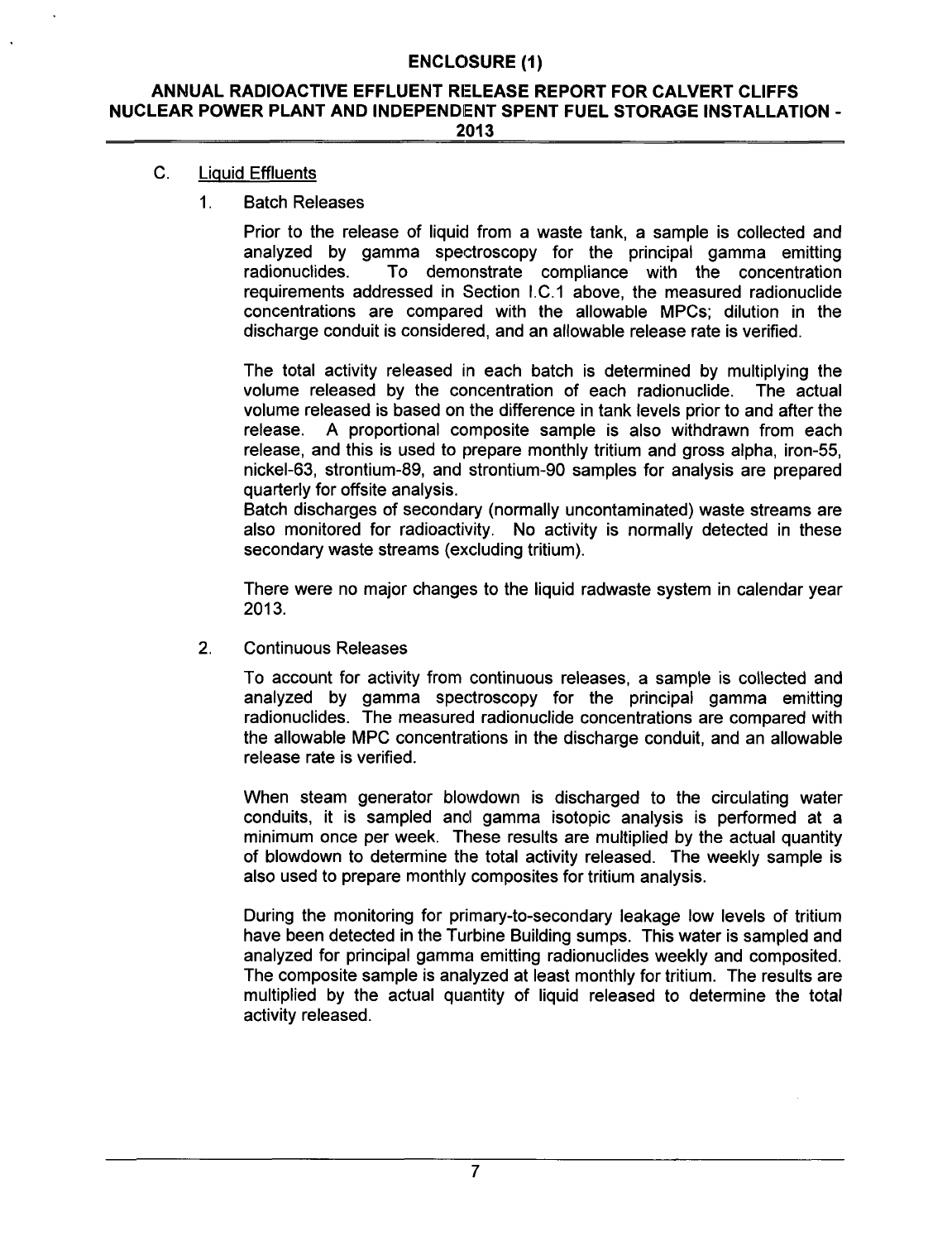C. Liquid Effluents

1. Batch Releases

Prior to the release of liquid from a waste tank, a sample is collected and analyzed by gamma spectroscopy for the principal gamma emitting radionuclides. To demonstrate compliance with the concentration requirements addressed in Section I.C.1 above, the measured radionuclide concentrations are compared with the allowable MPCs; dilution in the discharge conduit is considered, and an allowable release rate is verified.

The total activity released in each batch is determined by multiplying the volume released by the concentration of each radionuclide. The actual volume released is based on the difference in tank levels prior to and after the release. A proportional composite sample is also withdrawn from each release, and this is used to prepare monthly tritium and gross alpha, iron-55, nickel-63, strontium-89, and strontium-90 samples for analysis are prepared quarterly for offsite analysis.

Batch discharges of secondary (normally uncontaminated) waste streams are also monitored for radioactivity. No activity is normally detected in these secondary waste streams (excluding tritium).

There were no major changes to the liquid radwaste system in calendar year 2013.

2. Continuous Releases

To account for activity from continuous releases, a sample is collected and analyzed by gamma spectroscopy for the principal gamma emitting radionuclides. The measured radionuclide concentrations are compared with the allowable MPC concentrations in the discharge conduit, and an allowable release rate is verified.

When steam generator blowdown is discharged to the circulating water conduits, it is sampled and gamma isotopic analysis is performed at a minimum once per week. These results are multiplied by the actual quantity of blowdown to determine the total activity released. The weekly sample is also used to prepare monthly composites for tritium analysis.

During the monitoring for primary-to-secondary leakage low levels of tritium have been detected in the Turbine Building sumps. This water is sampled and analyzed for principal gamma emitting radionuclides weekly and composited. The composite sample is analyzed at least monthly for tritium. The results are multiplied by the actual quantity of liquid released to determine the total activity released.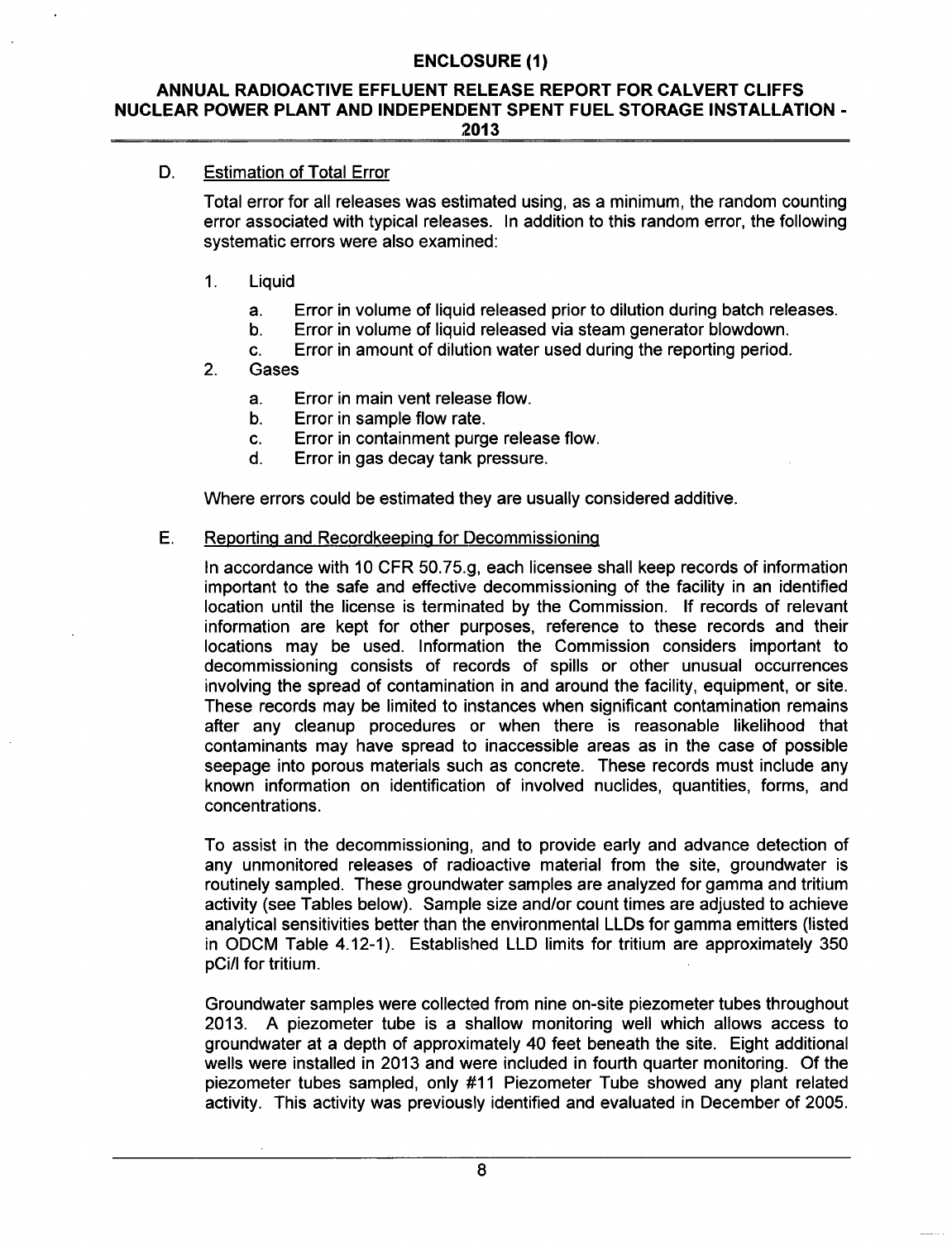D. Estimation of Total Error

Total error for all releases was estimated using, as a minimum, the random counting error associated with typical releases. In addition to this random error, the following systematic errors were also examined:

1. Liquid
   a. Error in volume of liquid released prior to dilution during batch releases.
   b. Error in volume of liquid released via steam generator blowdown.
   c. Error in amount of dilution water used during the reporting period.
2. Gases
   a. Error in main vent release flow.
   b. Error in sample flow rate.
   c. Error in containment purge release flow.
   d. Error in gas decay tank pressure.

Where errors could be estimated they are usually considered additive.

E. Reporting and Recordkeeping for Decommissioning

In accordance with 10 CFR 50.75.g, each licensee shall keep records of information important to the safe and effective decommissioning of the facility in an identified location until the license is terminated by the Commission. If records of relevant information are kept for other purposes, reference to these records and their locations may be used. Information the Commission considers important to decommissioning consists of records of spills or other unusual occurrences involving the spread of contamination in and around the facility, equipment, or site. These records may be limited to instances when significant contamination remains after any cleanup procedures or when there is reasonable likelihood that contaminants may have spread to inaccessible areas as in the case of possible seepage into porous materials such as concrete. These records must include any known information on identification of involved nuclides, quantities, forms, and concentrations.

To assist in the decommissioning, and to provide early and advance detection of any unmonitored releases of radioactive material from the site, groundwater is routinely sampled. These groundwater samples are analyzed for gamma and tritium activity (see Tables below). Sample size and/or count times are adjusted to achieve analytical sensitivities better than the environmental LLDs for gamma emitters (listed in ODCM Table 4.12-1). Established LLD limits for tritium are approximately 350 pCi/l for tritium.

Groundwater samples were collected from nine on-site piezometer tubes throughout 2013. A piezometer tube is a shallow monitoring well which allows access to groundwater at a depth of approximately 40 feet beneath the site. Eight additional wells were installed in 2013 and were included in fourth quarter monitoring. Of the piezometer tubes sampled, only #11 Piezometer Tube showed any plant related activity. This activity was previously identified and evaluated in December of 2005.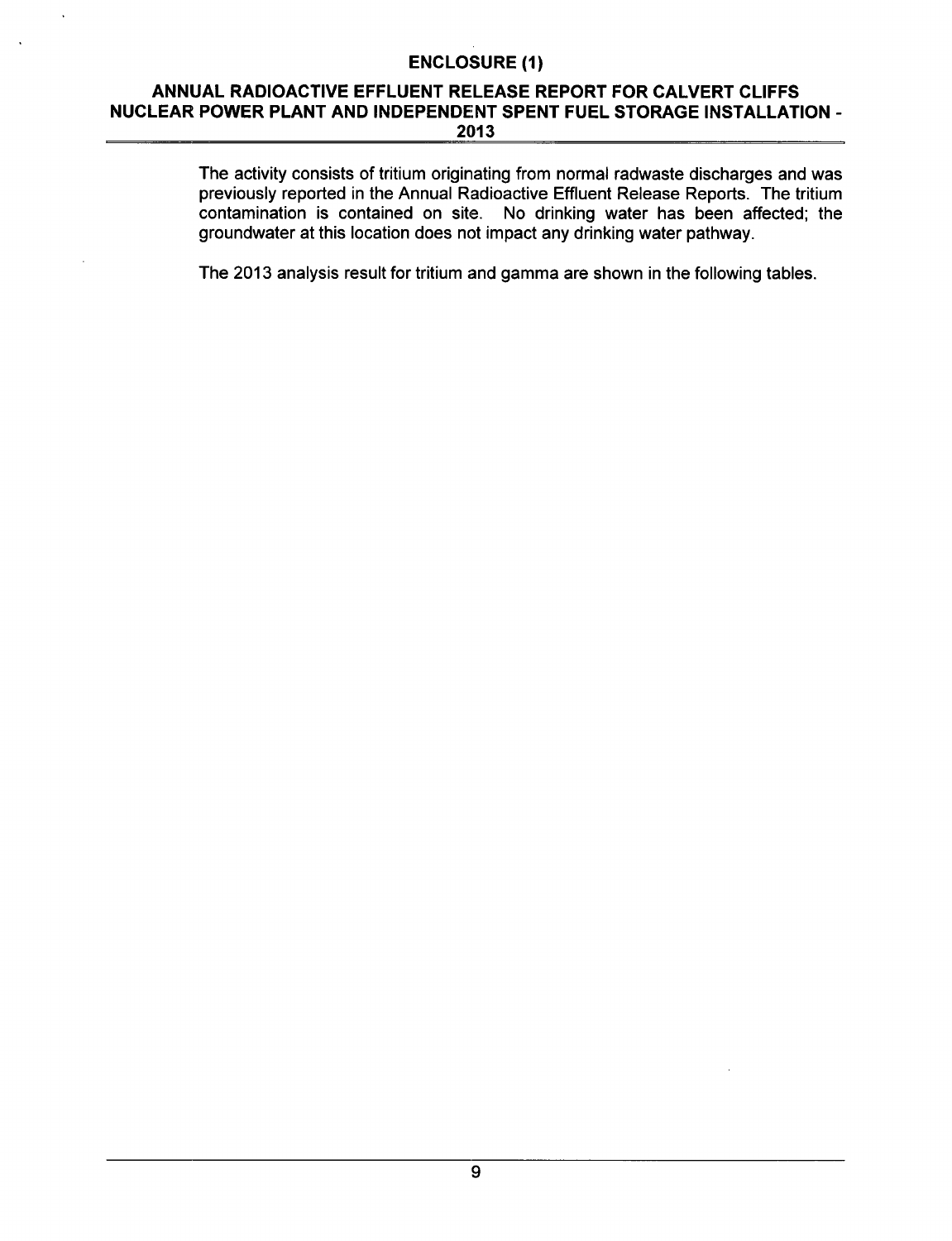The activity consists of tritium originating from normal radwaste discharges and was previously reported in the Annual Radioactive Effluent Release Reports. The tritium contamination is contained on site. No drinking water has been affected; the groundwater at this location does not impact any drinking water pathway.

The 2013 analysis result for tritium and gamma are shown in the following tables.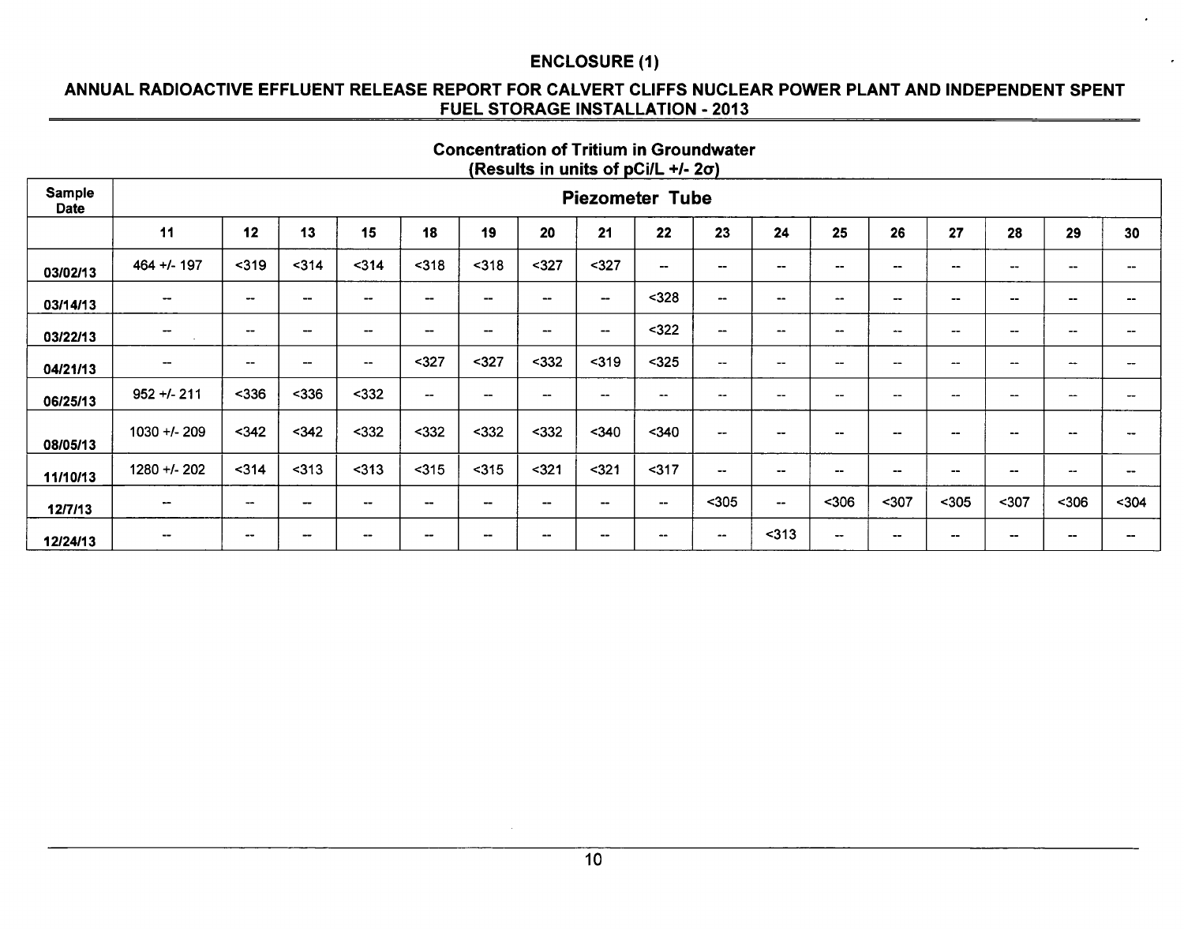## ENCLOSURE (1)

### ANNUAL RADIOACTIVE EFFLUENT RELEASE REPORT FOR CALVERT CLIFFS NUCLEAR POWER PLANT AND INDEPENDENT SPENT FUEL STORAGE INSTALLATION - 2013

**Concentration of Tritium in Groundwater**
**(Results in units of pCi/L +/- 2σ)**

| Sample Date | Piezometer Tube | | | | | | | | | | | | | | | | |
|---|---|---|---|---|---|---|---|---|---|---|---|---|---|---|---|---|---|
| | 11 | 12 | 13 | 15 | 18 | 19 | 20 | 21 | 22 | 23 | 24 | 25 | 26 | 27 | 28 | 29 | 30 |
| 03/02/13 | 464 +/- 197 | <319 | <314 | <314 | <318 | <318 | <327 | <327 | -- | -- | -- | -- | -- | -- | -- | -- | -- |
| 03/14/13 | -- | -- | -- | -- | -- | -- | -- | -- | <328 | -- | -- | -- | -- | -- | -- | -- | -- |
| 03/22/13 | -- | -- | -- | -- | -- | -- | -- | -- | <322 | -- | -- | -- | -- | -- | -- | -- | -- |
| 04/21/13 | -- | -- | -- | -- | <327 | <327 | <332 | <319 | <325 | -- | -- | -- | -- | -- | -- | -- | -- |
| 06/25/13 | 952 +/- 211 | <336 | <336 | <332 | -- | -- | -- | -- | -- | -- | -- | -- | -- | -- | -- | -- | -- |
| 08/05/13 | 1030 +/- 209 | <342 | <342 | <332 | <332 | <332 | <332 | <340 | <340 | -- | -- | -- | -- | -- | -- | -- | -- |
| 11/10/13 | 1280 +/- 202 | <314 | <313 | <313 | <315 | <315 | <321 | <321 | <317 | -- | -- | -- | -- | -- | -- | -- | -- |
| 12/7/13 | -- | -- | -- | -- | -- | -- | -- | -- | -- | <305 | -- | <306 | <307 | <305 | <307 | <306 | <304 |
| 12/24/13 | -- | -- | -- | -- | -- | -- | -- | -- | -- | -- | <313 | -- | -- | -- | -- | -- | -- |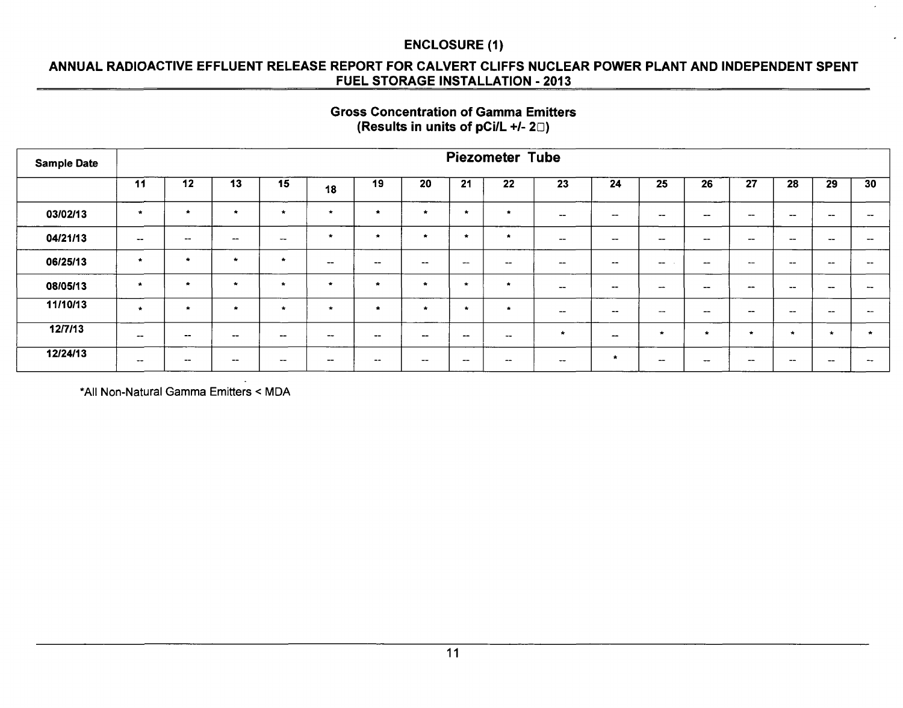## ENCLOSURE (1)

### ANNUAL RADIOACTIVE EFFLUENT RELEASE REPORT FOR CALVERT CLIFFS NUCLEAR POWER PLANT AND INDEPENDENT SPENT FUEL STORAGE INSTALLATION - 2013

**Gross Concentration of Gamma Emitters**
**(Results in units of pCi/L +/- 2□)**

| Sample Date | Piezometer Tube | | | | | | | | | | | | | | | | |
|---|---|---|---|---|---|---|---|---|---|---|---|---|---|---|---|---|---|
| | 11 | 12 | 13 | 15 | 18 | 19 | 20 | 21 | 22 | 23 | 24 | 25 | 26 | 27 | 28 | 29 | 30 |
| 03/02/13 | * | * | * | * | * | * | * | * | * | -- | -- | -- | -- | -- | -- | -- | -- |
| 04/21/13 | -- | -- | -- | -- | * | * | * | * | * | -- | -- | -- | -- | -- | -- | -- | -- |
| 06/25/13 | * | * | * | * | -- | -- | -- | -- | -- | -- | -- | -- | -- | -- | -- | -- | -- |
| 08/05/13 | * | * | * | * | * | * | * | * | * | -- | -- | -- | -- | -- | -- | -- | -- |
| 11/10/13 | * | * | * | * | * | * | * | * | * | -- | -- | -- | -- | -- | -- | -- | -- |
| 12/7/13 | -- | -- | -- | -- | -- | -- | -- | -- | -- | * | -- | * | * | * | * | * | * |
| 12/24/13 | -- | -- | -- | -- | -- | -- | -- | -- | -- | -- | * | -- | -- | -- | -- | -- | -- |

*All Non-Natural Gamma Emitters < MDA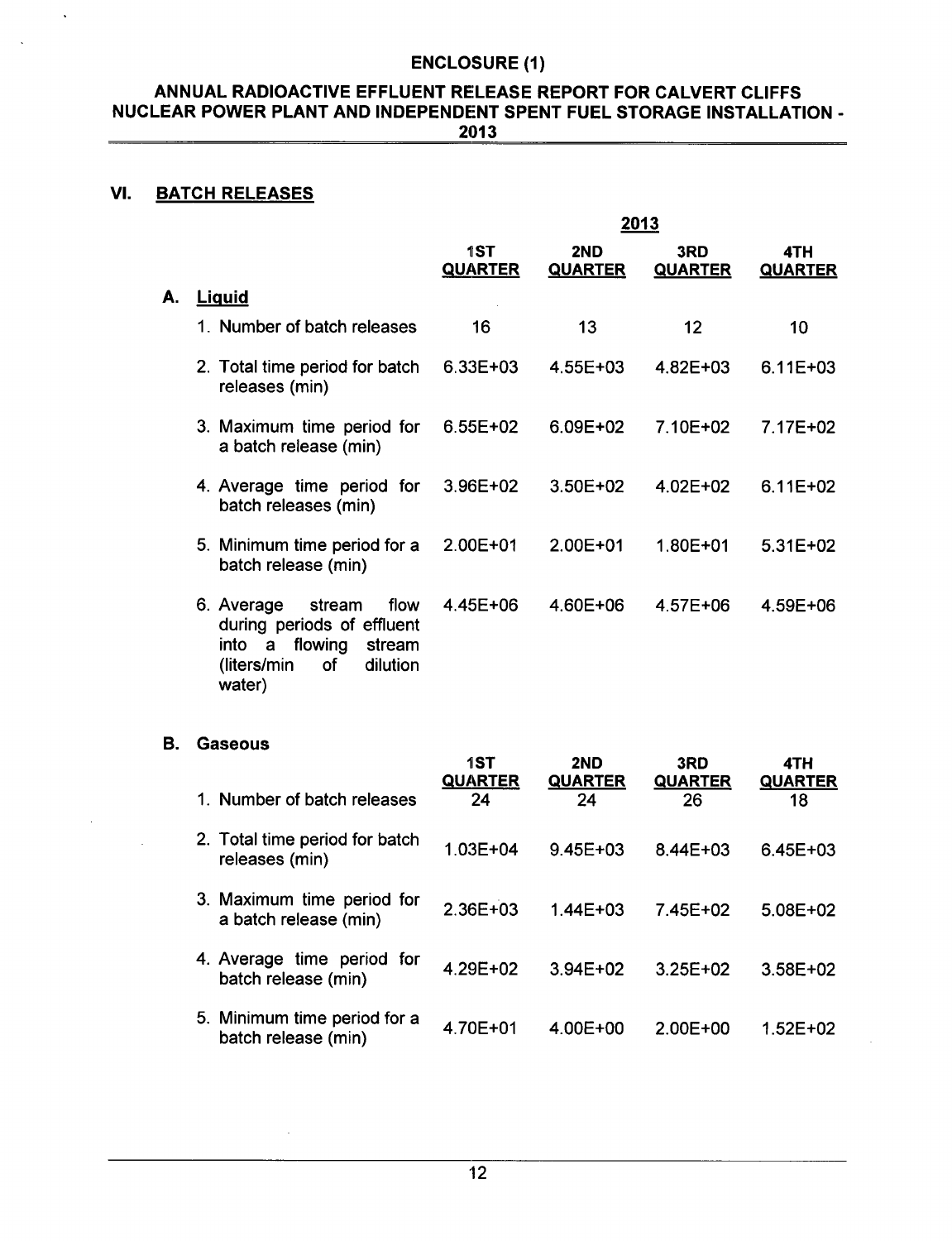# ENCLOSURE (1)

## ANNUAL RADIOACTIVE EFFLUENT RELEASE REPORT FOR CALVERT CLIFFS NUCLEAR POWER PLANT AND INDEPENDENT SPENT FUEL STORAGE INSTALLATION - 2013

## VI. BATCH RELEASES

### A. Liquid

| | 2013 | | | |
|---|---|---|---|---|
| | 1ST QUARTER | 2ND QUARTER | 3RD QUARTER | 4TH QUARTER |
| 1. Number of batch releases | 16 | 13 | 12 | 10 |
| 2. Total time period for batch releases (min) | 6.33E+03 | 4.55E+03 | 4.82E+03 | 6.11E+03 |
| 3. Maximum time period for a batch release (min) | 6.55E+02 | 6.09E+02 | 7.10E+02 | 7.17E+02 |
| 4. Average time period for batch releases (min) | 3.96E+02 | 3.50E+02 | 4.02E+02 | 6.11E+02 |
| 5. Minimum time period for a batch release (min) | 2.00E+01 | 2.00E+01 | 1.80E+01 | 5.31E+02 |
| 6. Average stream flow during periods of effluent into a flowing stream (liters/min of dilution water) | 4.45E+06 | 4.60E+06 | 4.57E+06 | 4.59E+06 |

### B. Gaseous

| | 1ST QUARTER | 2ND QUARTER | 3RD QUARTER | 4TH QUARTER |
|---|---|---|---|---|
| 1. Number of batch releases | 24 | 24 | 26 | 18 |
| 2. Total time period for batch releases (min) | 1.03E+04 | 9.45E+03 | 8.44E+03 | 6.45E+03 |
| 3. Maximum time period for a batch release (min) | 2.36E+03 | 1.44E+03 | 7.45E+02 | 5.08E+02 |
| 4. Average time period for batch release (min) | 4.29E+02 | 3.94E+02 | 3.25E+02 | 3.58E+02 |
| 5. Minimum time period for a batch release (min) | 4.70E+01 | 4.00E+00 | 2.00E+00 | 1.52E+02 |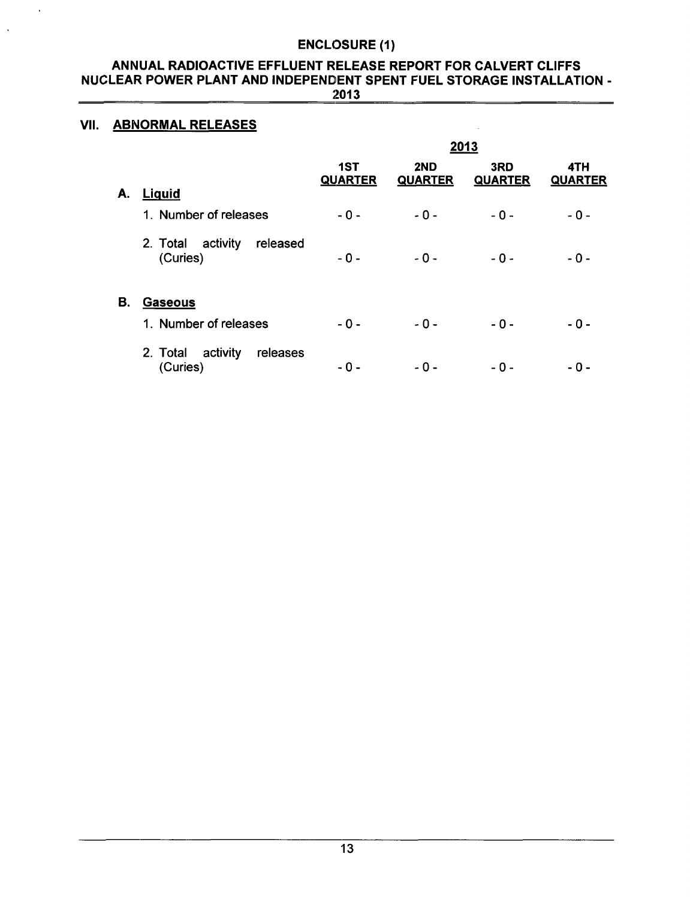## VII. ABNORMAL RELEASES

| | 2013 | | | |
|---|---|---|---|---|
| | **1ST QUARTER** | **2ND QUARTER** | **3RD QUARTER** | **4TH QUARTER** |
| **A. Liquid** | | | | |
| 1. Number of releases | - 0 - | - 0 - | - 0 - | - 0 - |
| 2. Total activity released (Curies) | - 0 - | - 0 - | - 0 - | - 0 - |
| **B. Gaseous** | | | | |
| 1. Number of releases | - 0 - | - 0 - | - 0 - | - 0 - |
| 2. Total activity releases (Curies) | - 0 - | - 0 - | - 0 - | - 0 - |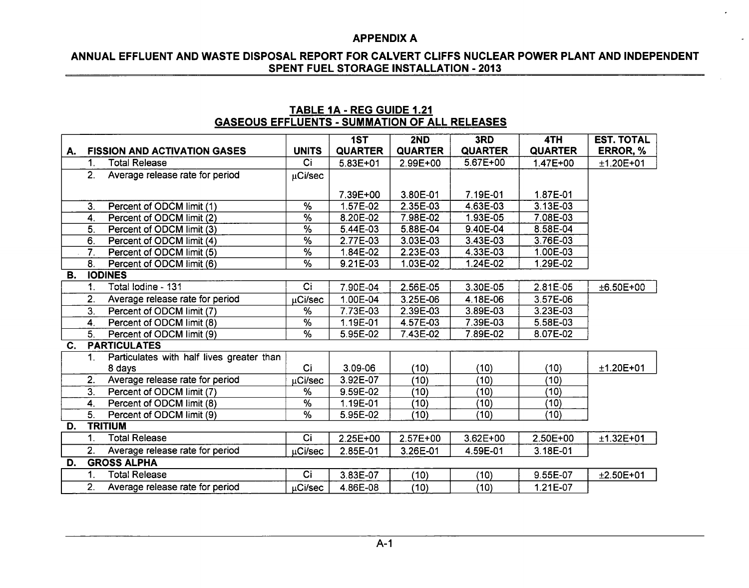## APPENDIX A

## ANNUAL EFFLUENT AND WASTE DISPOSAL REPORT FOR CALVERT CLIFFS NUCLEAR POWER PLANT AND INDEPENDENT SPENT FUEL STORAGE INSTALLATION - 2013

### TABLE 1A - REG GUIDE 1.21
### GASEOUS EFFLUENTS - SUMMATION OF ALL RELEASES

| A. FISSION AND ACTIVATION GASES | UNITS | 1ST QUARTER | 2ND QUARTER | 3RD QUARTER | 4TH QUARTER | EST. TOTAL ERROR, % |
|---|---|---|---|---|---|---|
| 1. Total Release | Ci | 5.83E+01 | 2.99E+00 | 5.67E+00 | 1.47E+00 | ±1.20E+01 |
| 2. Average release rate for period | μCi/sec | 7.39E+00 | 3.80E-01 | 7.19E-01 | 1.87E-01 | |
| 3. Percent of ODCM limit (1) | % | 1.57E-02 | 2.35E-03 | 4.63E-03 | 3.13E-03 | |
| 4. Percent of ODCM limit (2) | % | 8.20E-02 | 7.98E-02 | 1.93E-05 | 7.08E-03 | |
| 5. Percent of ODCM limit (3) | % | 5.44E-03 | 5.88E-04 | 9.40E-04 | 8.58E-04 | |
| 6. Percent of ODCM limit (4) | % | 2.77E-03 | 3.03E-03 | 3.43E-03 | 3.76E-03 | |
| 7. Percent of ODCM limit (5) | % | 1.84E-02 | 2.23E-03 | 4.33E-03 | 1.00E-03 | |
| 8. Percent of ODCM limit (6) | % | 9.21E-03 | 1.03E-02 | 1.24E-02 | 1.29E-02 | |
| **B. IODINES** | | | | | | |
| 1. Total Iodine - 131 | Ci | 7.90E-04 | 2.56E-05 | 3.30E-05 | 2.81E-05 | ±6.50E+00 |
| 2. Average release rate for period | μCi/sec | 1.00E-04 | 3.25E-06 | 4.18E-06 | 3.57E-06 | |
| 3. Percent of ODCM limit (7) | % | 7.73E-03 | 2.39E-03 | 3.89E-03 | 3.23E-03 | |
| 4. Percent of ODCM limit (8) | % | 1.19E-01 | 4.57E-03 | 7.39E-03 | 5.58E-03 | |
| 5. Percent of ODCM limit (9) | % | 5.95E-02 | 7.43E-02 | 7.89E-02 | 8.07E-02 | |
| **C. PARTICULATES** | | | | | | |
| 1. Particulates with half lives greater than 8 days | Ci | 3.09-06 | (10) | (10) | (10) | ±1.20E+01 |
| 2. Average release rate for period | μCi/sec | 3.92E-07 | (10) | (10) | (10) | |
| 3. Percent of ODCM limit (7) | % | 9.59E-02 | (10) | (10) | (10) | |
| 4. Percent of ODCM limit (8) | % | 1.19E-01 | (10) | (10) | (10) | |
| 5. Percent of ODCM limit (9) | % | 5.95E-02 | (10) | (10) | (10) | |
| **D. TRITIUM** | | | | | | |
| 1. Total Release | Ci | 2.25E+00 | 2.57E+00 | 3.62E+00 | 2.50E+00 | ±1.32E+01 |
| 2. Average release rate for period | μCi/sec | 2.85E-01 | 3.26E-01 | 4.59E-01 | 3.18E-01 | |
| **D. GROSS ALPHA** | | | | | | |
| 1. Total Release | Ci | 3.83E-07 | (10) | (10) | 9.55E-07 | ±2.50E+01 |
| 2. Average release rate for period | μCi/sec | 4.86E-08 | (10) | (10) | 1.21E-07 | |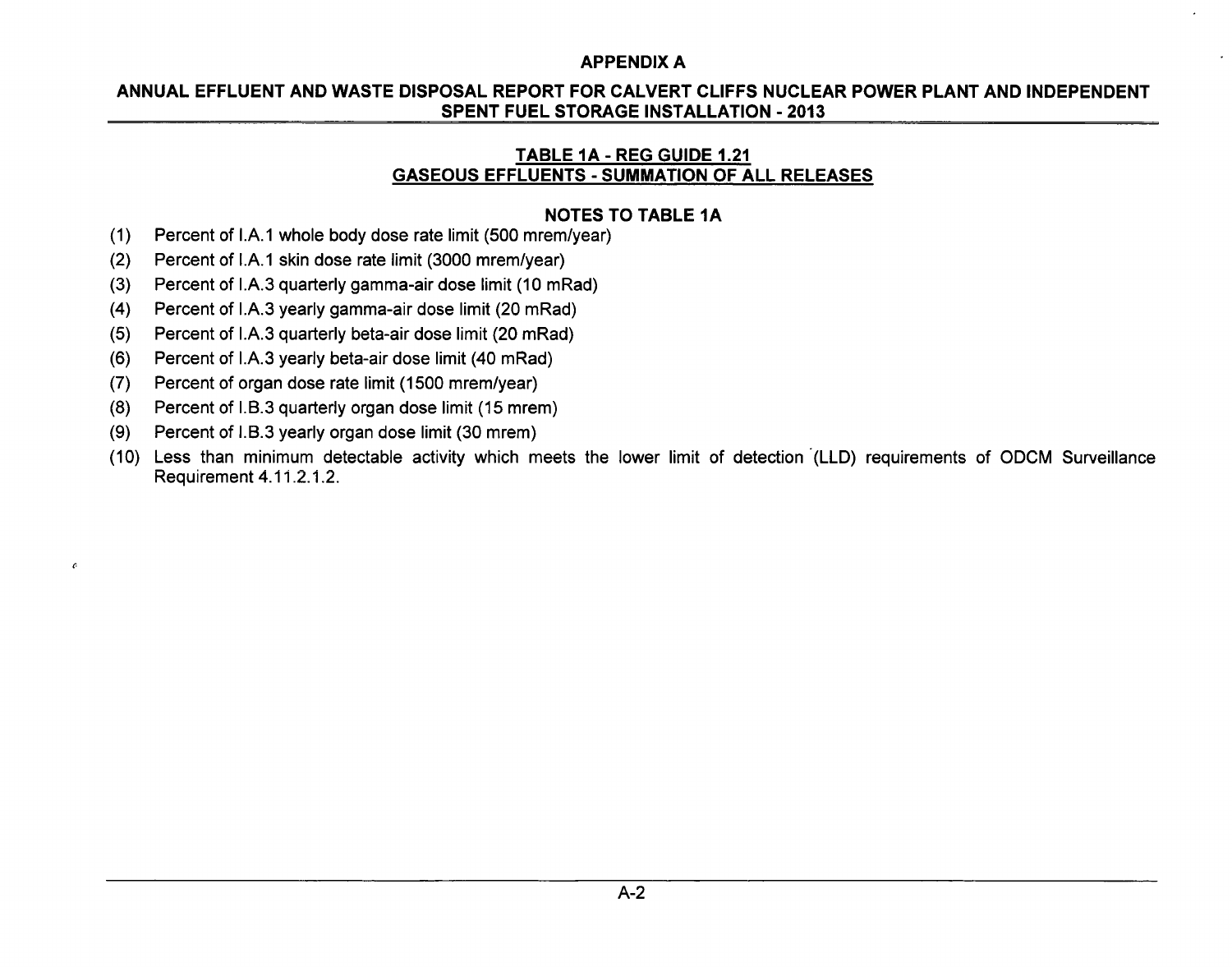## APPENDIX A

## ANNUAL EFFLUENT AND WASTE DISPOSAL REPORT FOR CALVERT CLIFFS NUCLEAR POWER PLANT AND INDEPENDENT SPENT FUEL STORAGE INSTALLATION - 2013

### TABLE 1A - REG GUIDE 1.21
### GASEOUS EFFLUENTS - SUMMATION OF ALL RELEASES

#### NOTES TO TABLE 1A

(1) Percent of I.A.1 whole body dose rate limit (500 mrem/year)

(2) Percent of I.A.1 skin dose rate limit (3000 mrem/year)

(3) Percent of I.A.3 quarterly gamma-air dose limit (10 mRad)

(4) Percent of I.A.3 yearly gamma-air dose limit (20 mRad)

(5) Percent of I.A.3 quarterly beta-air dose limit (20 mRad)

(6) Percent of I.A.3 yearly beta-air dose limit (40 mRad)

(7) Percent of organ dose rate limit (1500 mrem/year)

(8) Percent of I.B.3 quarterly organ dose limit (15 mrem)

(9) Percent of I.B.3 yearly organ dose limit (30 mrem)

(10) Less than minimum detectable activity which meets the lower limit of detection (LLD) requirements of ODCM Surveillance Requirement 4.11.2.1.2.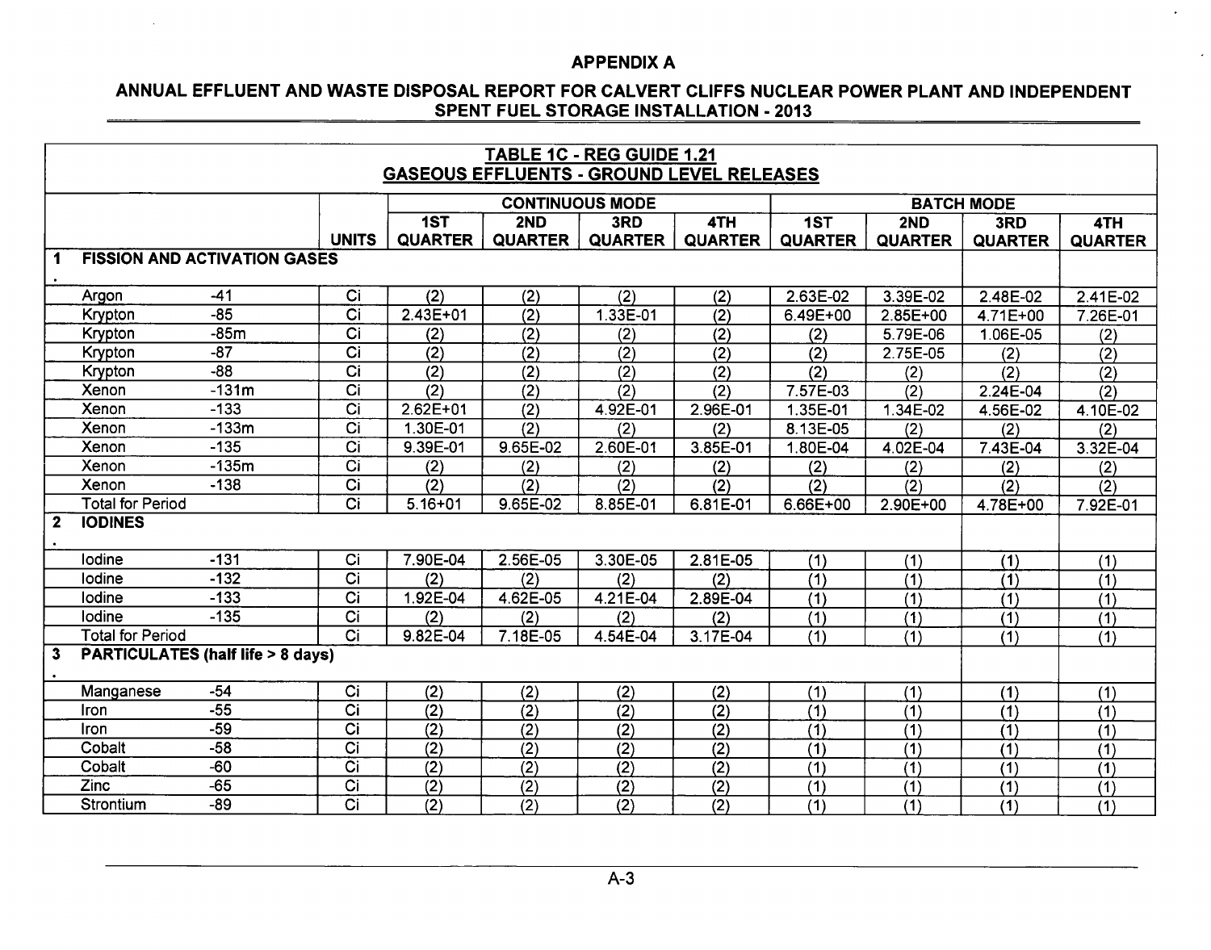# APPENDIX A

## ANNUAL EFFLUENT AND WASTE DISPOSAL REPORT FOR CALVERT CLIFFS NUCLEAR POWER PLANT AND INDEPENDENT SPENT FUEL STORAGE INSTALLATION - 2013

### TABLE 1C - REG GUIDE 1.21
### GASEOUS EFFLUENTS - GROUND LEVEL RELEASES

| | | | CONTINUOUS MODE | | | | BATCH MODE | | | |
|---|---|---|---|---|---|---|---|---|---|---|
| | | UNITS | 1ST QUARTER | 2ND QUARTER | 3RD QUARTER | 4TH QUARTER | 1ST QUARTER | 2ND QUARTER | 3RD QUARTER | 4TH QUARTER |
| **1. FISSION AND ACTIVATION GASES** | | | | | | | | | | |
| Argon | -41 | Ci | (2) | (2) | (2) | (2) | 2.63E-02 | 3.39E-02 | 2.48E-02 | 2.41E-02 |
| Krypton | -85 | Ci | 2.43E+01 | (2) | 1.33E-01 | (2) | 6.49E+00 | 2.85E+00 | 4.71E+00 | 7.26E-01 |
| Krypton | -85m | Ci | (2) | (2) | (2) | (2) | (2) | 5.79E-06 | 1.06E-05 | (2) |
| Krypton | -87 | Ci | (2) | (2) | (2) | (2) | (2) | 2.75E-05 | (2) | (2) |
| Krypton | -88 | Ci | (2) | (2) | (2) | (2) | (2) | (2) | (2) | (2) |
| Xenon | -131m | Ci | (2) | (2) | (2) | (2) | 7.57E-03 | (2) | 2.24E-04 | (2) |
| Xenon | -133 | Ci | 2.62E+01 | (2) | 4.92E-01 | 2.96E-01 | 1.35E-01 | 1.34E-02 | 4.56E-02 | 4.10E-02 |
| Xenon | -133m | Ci | 1.30E-01 | (2) | (2) | (2) | 8.13E-05 | (2) | (2) | (2) |
| Xenon | -135 | Ci | 9.39E-01 | 9.65E-02 | 2.60E-01 | 3.85E-01 | 1.80E-04 | 4.02E-04 | 7.43E-04 | 3.32E-04 |
| Xenon | -135m | Ci | (2) | (2) | (2) | (2) | (2) | (2) | (2) | (2) |
| Xenon | -138 | Ci | (2) | (2) | (2) | (2) | (2) | (2) | (2) | (2) |
| Total for Period | | Ci | 5.16+01 | 9.65E-02 | 8.85E-01 | 6.81E-01 | 6.66E+00 | 2.90E+00 | 4.78E+00 | 7.92E-01 |
| **2. IODINES** | | | | | | | | | | |
| Iodine | -131 | Ci | 7.90E-04 | 2.56E-05 | 3.30E-05 | 2.81E-05 | (1) | (1) | (1) | (1) |
| Iodine | -132 | Ci | (2) | (2) | (2) | (2) | (1) | (1) | (1) | (1) |
| Iodine | -133 | Ci | 1.92E-04 | 4.62E-05 | 4.21E-04 | 2.89E-04 | (1) | (1) | (1) | (1) |
| Iodine | -135 | Ci | (2) | (2) | (2) | (2) | (1) | (1) | (1) | (1) |
| Total for Period | | Ci | 9.82E-04 | 7.18E-05 | 4.54E-04 | 3.17E-04 | (1) | (1) | (1) | (1) |
| **3. PARTICULATES (half life > 8 days)** | | | | | | | | | | |
| Manganese | -54 | Ci | (2) | (2) | (2) | (2) | (1) | (1) | (1) | (1) |
| Iron | -55 | Ci | (2) | (2) | (2) | (2) | (1) | (1) | (1) | (1) |
| Iron | -59 | Ci | (2) | (2) | (2) | (2) | (1) | (1) | (1) | (1) |
| Cobalt | -58 | Ci | (2) | (2) | (2) | (2) | (1) | (1) | (1) | (1) |
| Cobalt | -60 | Ci | (2) | (2) | (2) | (2) | (1) | (1) | (1) | (1) |
| Zinc | -65 | Ci | (2) | (2) | (2) | (2) | (1) | (1) | (1) | (1) |
| Strontium | -89 | Ci | (2) | (2) | (2) | (2) | (1) | (1) | (1) | (1) |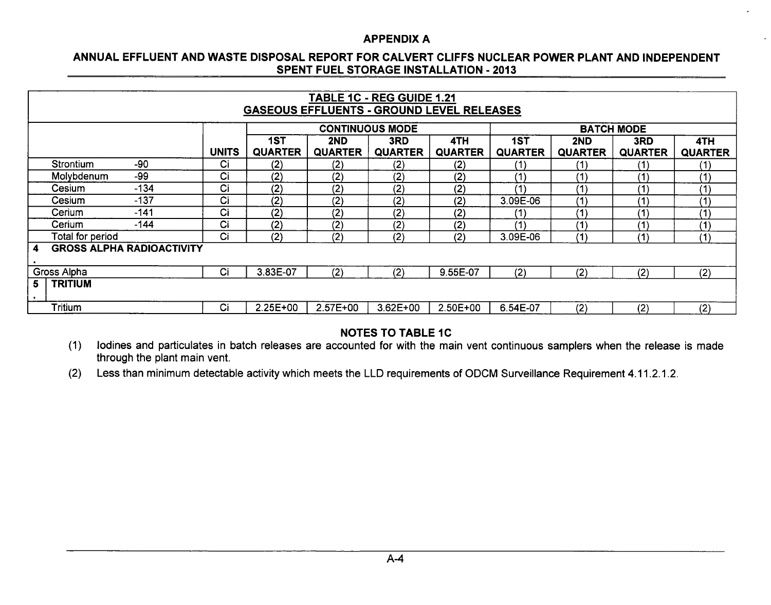## APPENDIX A

## ANNUAL EFFLUENT AND WASTE DISPOSAL REPORT FOR CALVERT CLIFFS NUCLEAR POWER PLANT AND INDEPENDENT SPENT FUEL STORAGE INSTALLATION - 2013

| TABLE 1C - REG GUIDE 1.21 GASEOUS EFFLUENTS - GROUND LEVEL RELEASES | | | | | | | | | |
|---|---|---|---|---|---|---|---|---|---|
| | | CONTINUOUS MODE | | | | BATCH MODE | | | |
| | UNITS | 1ST QUARTER | 2ND QUARTER | 3RD QUARTER | 4TH QUARTER | 1ST QUARTER | 2ND QUARTER | 3RD QUARTER | 4TH QUARTER |
| Strontium -90 | Ci | (2) | (2) | (2) | (2) | (1) | (1) | (1) | (1) |
| Molybdenum -99 | Ci | (2) | (2) | (2) | (2) | (1) | (1) | (1) | (1) |
| Cesium -134 | Ci | (2) | (2) | (2) | (2) | (1) | (1) | (1) | (1) |
| Cesium -137 | Ci | (2) | (2) | (2) | (2) | 3.09E-06 | (1) | (1) | (1) |
| Cerium -141 | Ci | (2) | (2) | (2) | (2) | (1) | (1) | (1) | (1) |
| Cerium -144 | Ci | (2) | (2) | (2) | (2) | (1) | (1) | (1) | (1) |
| Total for period | Ci | (2) | (2) | (2) | (2) | 3.09E-06 | (1) | (1) | (1) |
| **4. GROSS ALPHA RADIOACTIVITY** | | | | | | | | | |
| Gross Alpha | Ci | 3.83E-07 | (2) | (2) | 9.55E-07 | (2) | (2) | (2) | (2) |
| **5. TRITIUM** | | | | | | | | | |
| Tritium | Ci | 2.25E+00 | 2.57E+00 | 3.62E+00 | 2.50E+00 | 6.54E-07 | (2) | (2) | (2) |

### NOTES TO TABLE 1C

(1) Iodines and particulates in batch releases are accounted for with the main vent continuous samplers when the release is made through the plant main vent.

(2) Less than minimum detectable activity which meets the LLD requirements of ODCM Surveillance Requirement 4.11.2.1.2.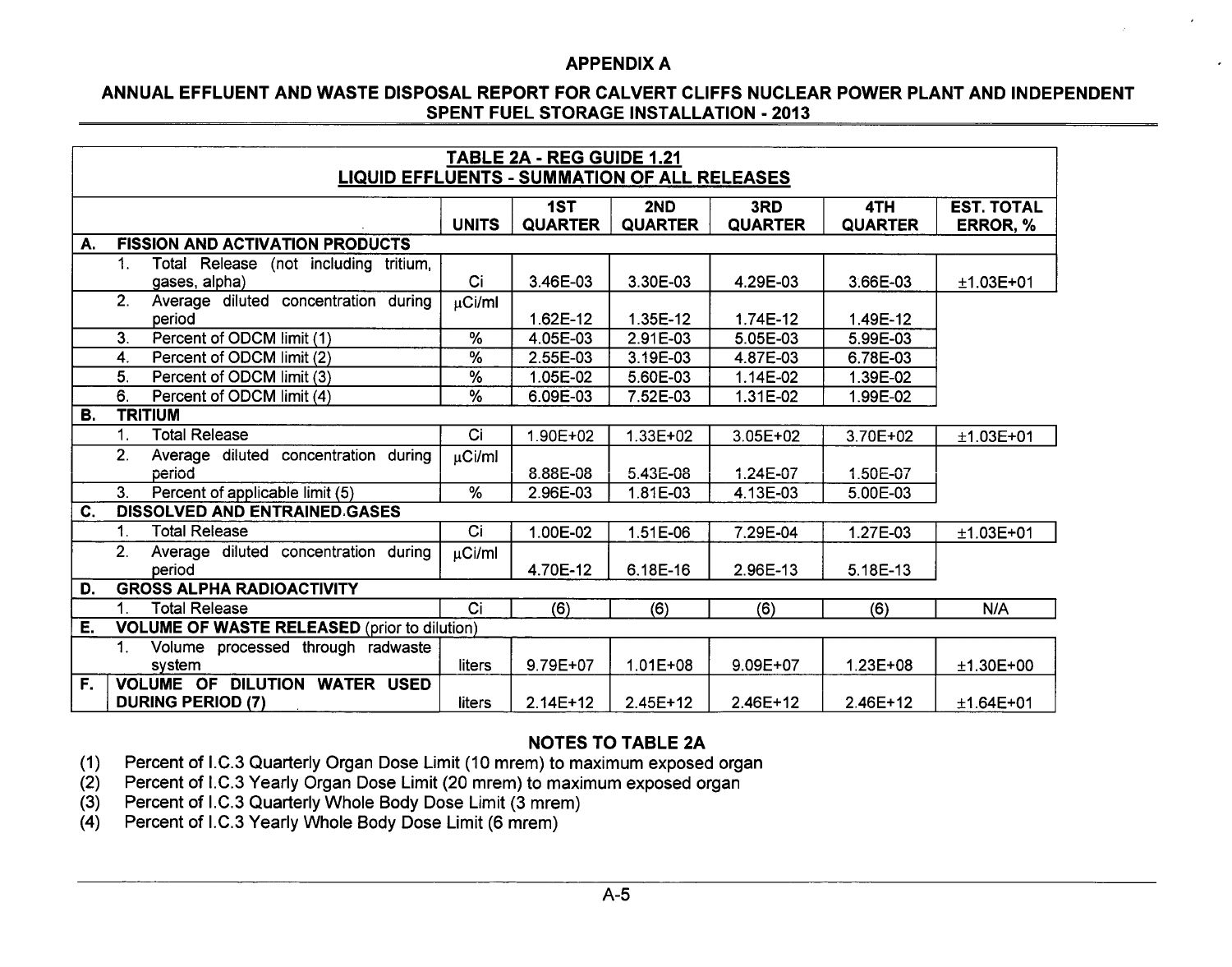## APPENDIX A

### ANNUAL EFFLUENT AND WASTE DISPOSAL REPORT FOR CALVERT CLIFFS NUCLEAR POWER PLANT AND INDEPENDENT SPENT FUEL STORAGE INSTALLATION - 2013

**TABLE 2A - REG GUIDE 1.21**
**LIQUID EFFLUENTS - SUMMATION OF ALL RELEASES**

| | | UNITS | 1ST QUARTER | 2ND QUARTER | 3RD QUARTER | 4TH QUARTER | EST. TOTAL ERROR, % |
|---|---|---|---|---|---|---|---|
| **A.** | **FISSION AND ACTIVATION PRODUCTS** | | | | | | |
| | 1. Total Release (not including tritium, gases, alpha) | Ci | 3.46E-03 | 3.30E-03 | 4.29E-03 | 3.66E-03 | ±1.03E+01 |
| | 2. Average diluted concentration during period | μCi/ml | 1.62E-12 | 1.35E-12 | 1.74E-12 | 1.49E-12 | |
| | 3. Percent of ODCM limit (1) | % | 4.05E-03 | 2.91E-03 | 5.05E-03 | 5.99E-03 | |
| | 4. Percent of ODCM limit (2) | % | 2.55E-03 | 3.19E-03 | 4.87E-03 | 6.78E-03 | |
| | 5. Percent of ODCM limit (3) | % | 1.05E-02 | 5.60E-03 | 1.14E-02 | 1.39E-02 | |
| | 6. Percent of ODCM limit (4) | % | 6.09E-03 | 7.52E-03 | 1.31E-02 | 1.99E-02 | |
| **B.** | **TRITIUM** | | | | | | |
| | 1. Total Release | Ci | 1.90E+02 | 1.33E+02 | 3.05E+02 | 3.70E+02 | ±1.03E+01 |
| | 2. Average diluted concentration during period | μCi/ml | 8.88E-08 | 5.43E-08 | 1.24E-07 | 1.50E-07 | |
| | 3. Percent of applicable limit (5) | % | 2.96E-03 | 1.81E-03 | 4.13E-03 | 5.00E-03 | |
| **C.** | **DISSOLVED AND ENTRAINED GASES** | | | | | | |
| | 1. Total Release | Ci | 1.00E-02 | 1.51E-06 | 7.29E-04 | 1.27E-03 | ±1.03E+01 |
| | 2. Average diluted concentration during period | μCi/ml | 4.70E-12 | 6.18E-16 | 2.96E-13 | 5.18E-13 | |
| **D.** | **GROSS ALPHA RADIOACTIVITY** | | | | | | |
| | 1. Total Release | Ci | (6) | (6) | (6) | (6) | N/A |
| **E.** | **VOLUME OF WASTE RELEASED** (prior to dilution) | | | | | | |
| | 1. Volume processed through radwaste system | liters | 9.79E+07 | 1.01E+08 | 9.09E+07 | 1.23E+08 | ±1.30E+00 |
| **F.** | **VOLUME OF DILUTION WATER USED DURING PERIOD (7)** | liters | 2.14E+12 | 2.45E+12 | 2.46E+12 | 2.46E+12 | ±1.64E+01 |

**NOTES TO TABLE 2A**

(1) Percent of I.C.3 Quarterly Organ Dose Limit (10 mrem) to maximum exposed organ
(2) Percent of I.C.3 Yearly Organ Dose Limit (20 mrem) to maximum exposed organ
(3) Percent of I.C.3 Quarterly Whole Body Dose Limit (3 mrem)
(4) Percent of I.C.3 Yearly Whole Body Dose Limit (6 mrem)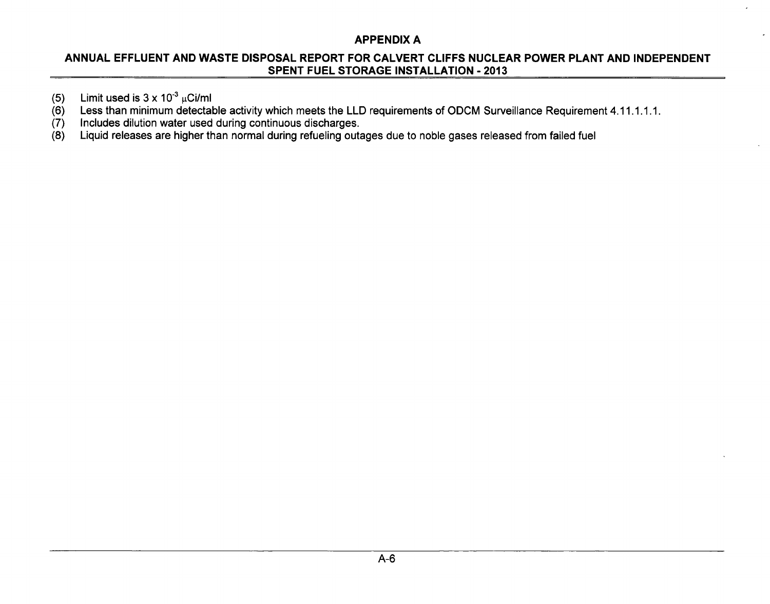(5) Limit used is $3 \times 10^{-3}$ μCi/ml

(6) Less than minimum detectable activity which meets the LLD requirements of ODCM Surveillance Requirement 4.11.1.1.1.

(7) Includes dilution water used during continuous discharges.

(8) Liquid releases are higher than normal during refueling outages due to noble gases released from failed fuel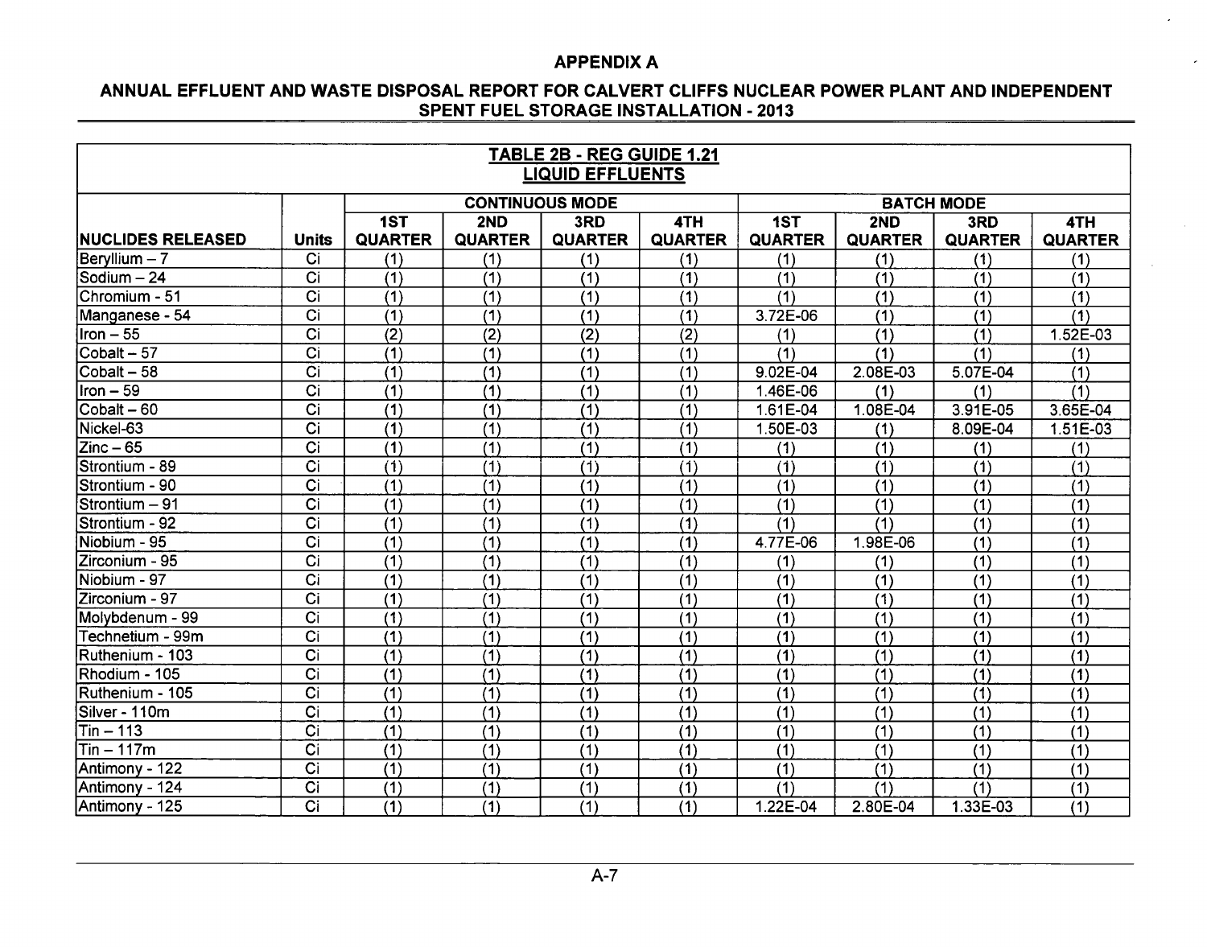## APPENDIX A

## ANNUAL EFFLUENT AND WASTE DISPOSAL REPORT FOR CALVERT CLIFFS NUCLEAR POWER PLANT AND INDEPENDENT SPENT FUEL STORAGE INSTALLATION - 2013

| TABLE 2B - REG GUIDE 1.21 LIQUID EFFLUENTS | | | | | | | | | |
|---|---|---|---|---|---|---|---|---|---|
| | | CONTINUOUS MODE | | | | BATCH MODE | | | |
| NUCLIDES RELEASED | Units | 1ST QUARTER | 2ND QUARTER | 3RD QUARTER | 4TH QUARTER | 1ST QUARTER | 2ND QUARTER | 3RD QUARTER | 4TH QUARTER |
| Beryllium – 7 | Ci | (1) | (1) | (1) | (1) | (1) | (1) | (1) | (1) |
| Sodium – 24 | Ci | (1) | (1) | (1) | (1) | (1) | (1) | (1) | (1) |
| Chromium - 51 | Ci | (1) | (1) | (1) | (1) | (1) | (1) | (1) | (1) |
| Manganese - 54 | Ci | (1) | (1) | (1) | (1) | 3.72E-06 | (1) | (1) | (1) |
| Iron – 55 | Ci | (2) | (2) | (2) | (2) | (1) | (1) | (1) | 1.52E-03 |
| Cobalt – 57 | Ci | (1) | (1) | (1) | (1) | (1) | (1) | (1) | (1) |
| Cobalt – 58 | Ci | (1) | (1) | (1) | (1) | 9.02E-04 | 2.08E-03 | 5.07E-04 | (1) |
| Iron – 59 | Ci | (1) | (1) | (1) | (1) | 1.46E-06 | (1) | (1) | (1) |
| Cobalt – 60 | Ci | (1) | (1) | (1) | (1) | 1.61E-04 | 1.08E-04 | 3.91E-05 | 3.65E-04 |
| Nickel-63 | Ci | (1) | (1) | (1) | (1) | 1.50E-03 | (1) | 8.09E-04 | 1.51E-03 |
| Zinc – 65 | Ci | (1) | (1) | (1) | (1) | (1) | (1) | (1) | (1) |
| Strontium - 89 | Ci | (1) | (1) | (1) | (1) | (1) | (1) | (1) | (1) |
| Strontium - 90 | Ci | (1) | (1) | (1) | (1) | (1) | (1) | (1) | (1) |
| Strontium – 91 | Ci | (1) | (1) | (1) | (1) | (1) | (1) | (1) | (1) |
| Strontium - 92 | Ci | (1) | (1) | (1) | (1) | (1) | (1) | (1) | (1) |
| Niobium - 95 | Ci | (1) | (1) | (1) | (1) | 4.77E-06 | 1.98E-06 | (1) | (1) |
| Zirconium - 95 | Ci | (1) | (1) | (1) | (1) | (1) | (1) | (1) | (1) |
| Niobium - 97 | Ci | (1) | (1) | (1) | (1) | (1) | (1) | (1) | (1) |
| Zirconium - 97 | Ci | (1) | (1) | (1) | (1) | (1) | (1) | (1) | (1) |
| Molybdenum - 99 | Ci | (1) | (1) | (1) | (1) | (1) | (1) | (1) | (1) |
| Technetium - 99m | Ci | (1) | (1) | (1) | (1) | (1) | (1) | (1) | (1) |
| Ruthenium - 103 | Ci | (1) | (1) | (1) | (1) | (1) | (1) | (1) | (1) |
| Rhodium - 105 | Ci | (1) | (1) | (1) | (1) | (1) | (1) | (1) | (1) |
| Ruthenium - 105 | Ci | (1) | (1) | (1) | (1) | (1) | (1) | (1) | (1) |
| Silver - 110m | Ci | (1) | (1) | (1) | (1) | (1) | (1) | (1) | (1) |
| Tin – 113 | Ci | (1) | (1) | (1) | (1) | (1) | (1) | (1) | (1) |
| Tin – 117m | Ci | (1) | (1) | (1) | (1) | (1) | (1) | (1) | (1) |
| Antimony - 122 | Ci | (1) | (1) | (1) | (1) | (1) | (1) | (1) | (1) |
| Antimony - 124 | Ci | (1) | (1) | (1) | (1) | (1) | (1) | (1) | (1) |
| Antimony - 125 | Ci | (1) | (1) | (1) | (1) | 1.22E-04 | 2.80E-04 | 1.33E-03 | (1) |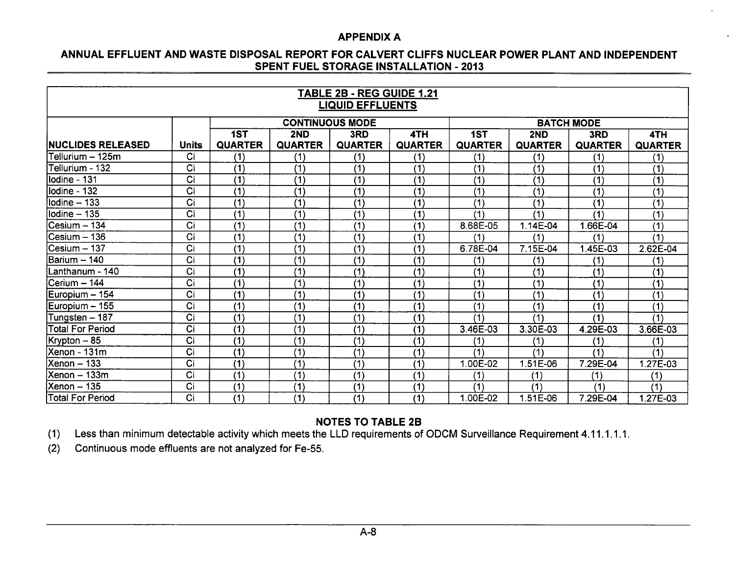## APPENDIX A

## ANNUAL EFFLUENT AND WASTE DISPOSAL REPORT FOR CALVERT CLIFFS NUCLEAR POWER PLANT AND INDEPENDENT SPENT FUEL STORAGE INSTALLATION - 2013

| TABLE 2B - REG GUIDE 1.21 LIQUID EFFLUENTS | | | | | | | | | |
|---|---|---|---|---|---|---|---|---|---|
| | | CONTINUOUS MODE | | | | BATCH MODE | | | |
| NUCLIDES RELEASED | Units | 1ST QUARTER | 2ND QUARTER | 3RD QUARTER | 4TH QUARTER | 1ST QUARTER | 2ND QUARTER | 3RD QUARTER | 4TH QUARTER |
| Tellurium – 125m | Ci | (1) | (1) | (1) | (1) | (1) | (1) | (1) | (1) |
| Tellurium - 132 | Ci | (1) | (1) | (1) | (1) | (1) | (1) | (1) | (1) |
| Iodine - 131 | Ci | (1) | (1) | (1) | (1) | (1) | (1) | (1) | (1) |
| Iodine - 132 | Ci | (1) | (1) | (1) | (1) | (1) | (1) | (1) | (1) |
| Iodine – 133 | Ci | (1) | (1) | (1) | (1) | (1) | (1) | (1) | (1) |
| Iodine – 135 | Ci | (1) | (1) | (1) | (1) | (1) | (1) | (1) | (1) |
| Cesium – 134 | Ci | (1) | (1) | (1) | (1) | 8.68E-05 | 1.14E-04 | 1.66E-04 | (1) |
| Cesium – 136 | Ci | (1) | (1) | (1) | (1) | (1) | (1) | (1) | (1) |
| Cesium – 137 | Ci | (1) | (1) | (1) | (1) | 6.78E-04 | 7.15E-04 | 1.45E-03 | 2.62E-04 |
| Barium – 140 | Ci | (1) | (1) | (1) | (1) | (1) | (1) | (1) | (1) |
| Lanthanum - 140 | Ci | (1) | (1) | (1) | (1) | (1) | (1) | (1) | (1) |
| Cerium – 144 | Ci | (1) | (1) | (1) | (1) | (1) | (1) | (1) | (1) |
| Europium – 154 | Ci | (1) | (1) | (1) | (1) | (1) | (1) | (1) | (1) |
| Europium – 155 | Ci | (1) | (1) | (1) | (1) | (1) | (1) | (1) | (1) |
| Tungsten – 187 | Ci | (1) | (1) | (1) | (1) | (1) | (1) | (1) | (1) |
| Total For Period | Ci | (1) | (1) | (1) | (1) | 3.46E-03 | 3.30E-03 | 4.29E-03 | 3.66E-03 |
| Krypton – 85 | Ci | (1) | (1) | (1) | (1) | (1) | (1) | (1) | (1) |
| Xenon - 131m | Ci | (1) | (1) | (1) | (1) | (1) | (1) | (1) | (1) |
| Xenon – 133 | Ci | (1) | (1) | (1) | (1) | 1.00E-02 | 1.51E-06 | 7.29E-04 | 1.27E-03 |
| Xenon – 133m | Ci | (1) | (1) | (1) | (1) | (1) | (1) | (1) | (1) |
| Xenon – 135 | Ci | (1) | (1) | (1) | (1) | (1) | (1) | (1) | (1) |
| Total For Period | Ci | (1) | (1) | (1) | (1) | 1.00E-02 | 1.51E-06 | 7.29E-04 | 1.27E-03 |

### NOTES TO TABLE 2B

(1) Less than minimum detectable activity which meets the LLD requirements of ODCM Surveillance Requirement 4.11.1.1.1.

(2) Continuous mode effluents are not analyzed for Fe-55.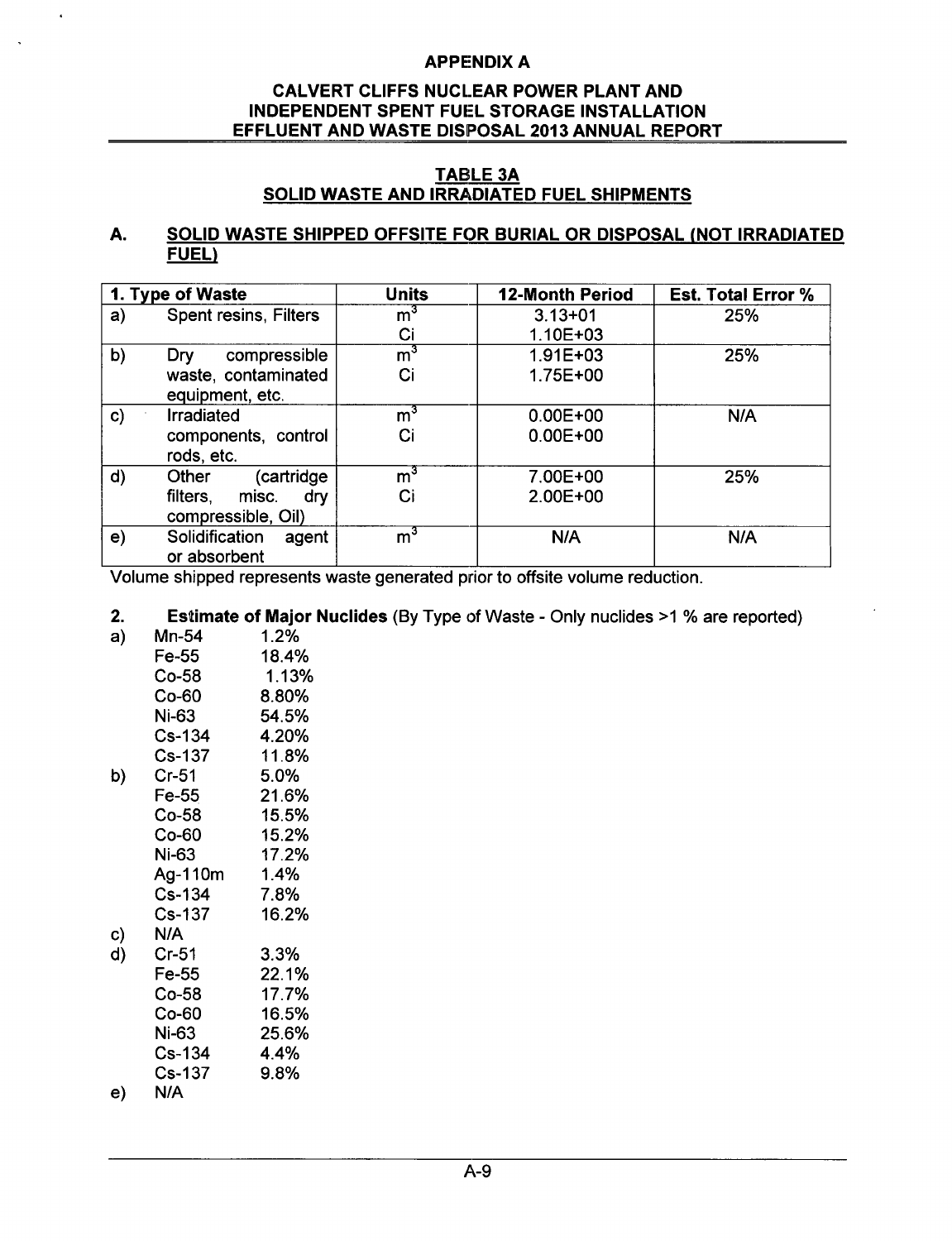## APPENDIX A

## CALVERT CLIFFS NUCLEAR POWER PLANT AND INDEPENDENT SPENT FUEL STORAGE INSTALLATION EFFLUENT AND WASTE DISPOSAL 2013 ANNUAL REPORT

### TABLE 3A
### SOLID WASTE AND IRRADIATED FUEL SHIPMENTS

### A. SOLID WASTE SHIPPED OFFSITE FOR BURIAL OR DISPOSAL (NOT IRRADIATED FUEL)

| 1. Type of Waste | | Units | 12-Month Period | Est. Total Error % |
|---|---|---|---|---|
| a) | Spent resins, Filters | $m^3$<br>Ci | 3.13+01<br>1.10E+03 | 25% |
| b) | Dry compressible waste, contaminated equipment, etc. | $m^3$<br>Ci | 1.91E+03<br>1.75E+00 | 25% |
| c) | Irradiated components, control rods, etc. | $m^3$<br>Ci | 0.00E+00<br>0.00E+00 | N/A |
| d) | Other (cartridge filters, misc. dry compressible, Oil) | $m^3$<br>Ci | 7.00E+00<br>2.00E+00 | 25% |
| e) | Solidification agent or absorbent | $m^3$ | N/A | N/A |

Volume shipped represents waste generated prior to offsite volume reduction.

**2. Estimate of Major Nuclides** (By Type of Waste - Only nuclides >1 % are reported)

a)
- Mn-54 1.2%
- Fe-55 18.4%
- Co-58 1.13%
- Co-60 8.80%
- Ni-63 54.5%
- Cs-134 4.20%
- Cs-137 11.8%

b)
- Cr-51 5.0%
- Fe-55 21.6%
- Co-58 15.5%
- Co-60 15.2%
- Ni-63 17.2%
- Ag-110m 1.4%
- Cs-134 7.8%
- Cs-137 16.2%

c) N/A

d)
- Cr-51 3.3%
- Fe-55 22.1%
- Co-58 17.7%
- Co-60 16.5%
- Ni-63 25.6%
- Cs-134 4.4%
- Cs-137 9.8%

e) N/A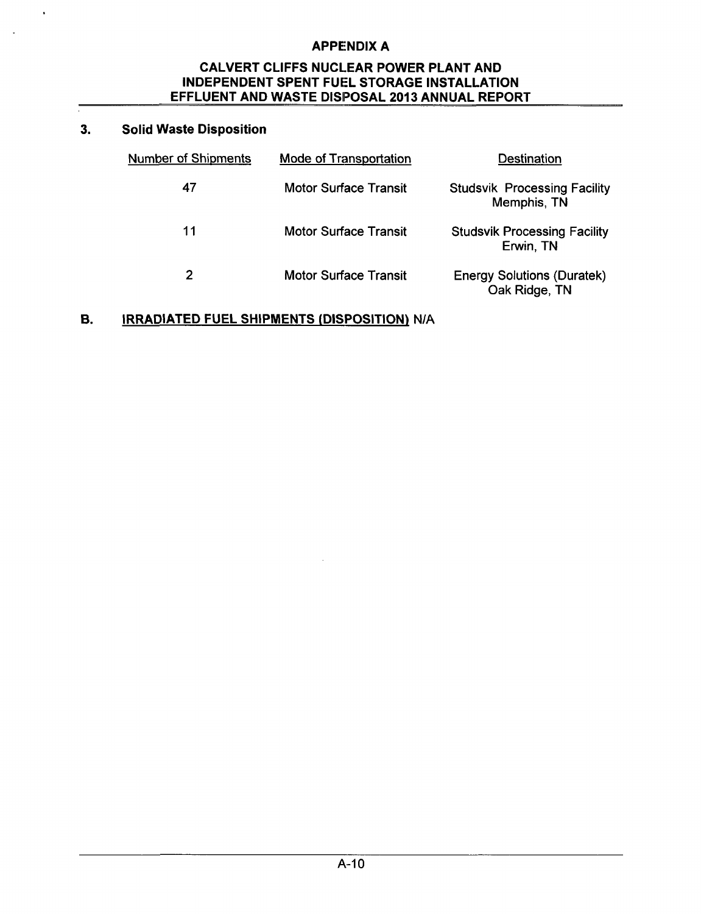## 3. Solid Waste Disposition

| Number of Shipments | Mode of Transportation | Destination |
|---|---|---|
| 47 | Motor Surface Transit | Studsvik Processing Facility Memphis, TN |
| 11 | Motor Surface Transit | Studsvik Processing Facility Erwin, TN |
| 2 | Motor Surface Transit | Energy Solutions (Duratek) Oak Ridge, TN |

## B. IRRADIATED FUEL SHIPMENTS (DISPOSITION) N/A